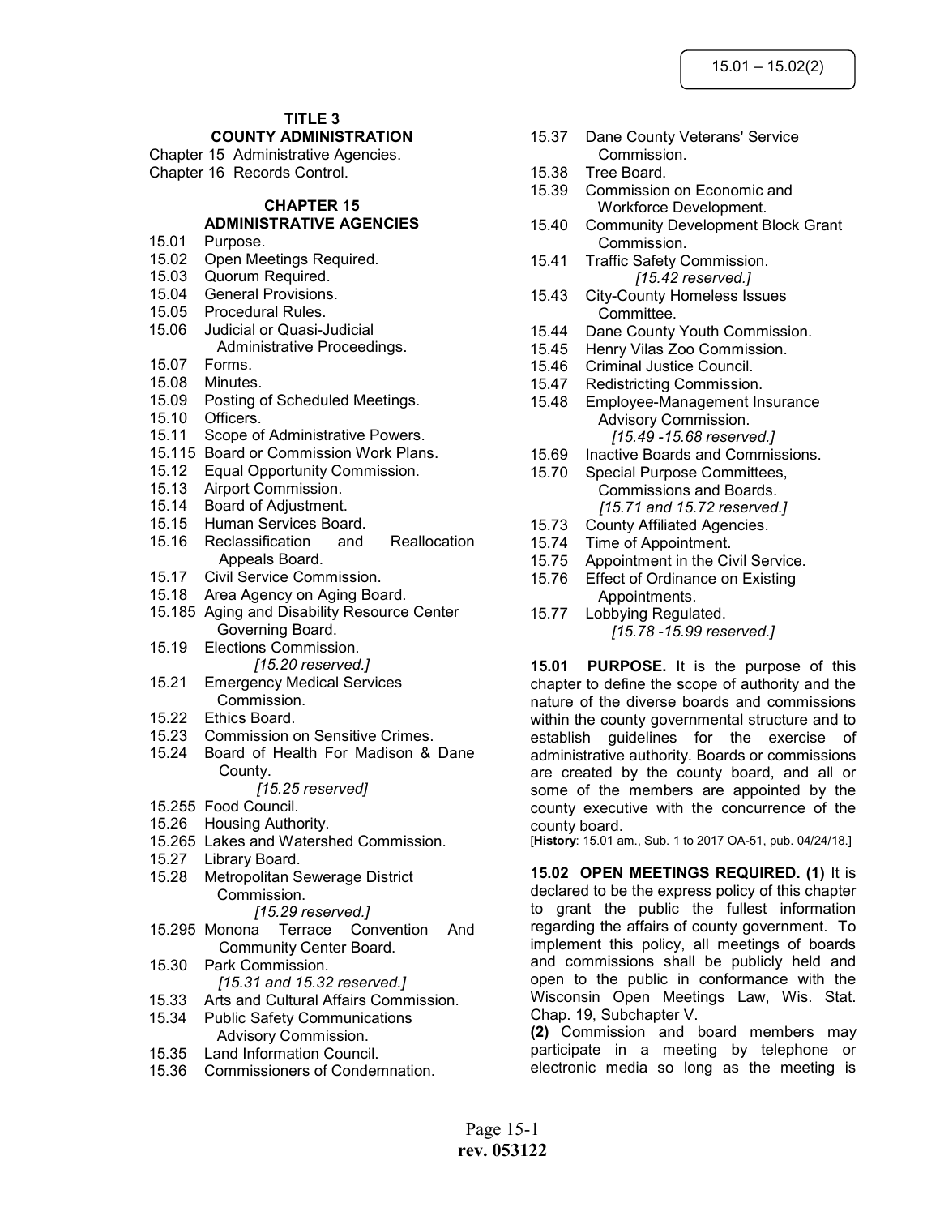# TITLE 3
## COUNTY ADMINISTRATION

Chapter 15 Administrative Agencies.
Chapter 16 Records Control.

## CHAPTER 15
## ADMINISTRATIVE AGENCIES

15.01 Purpose.
15.02 Open Meetings Required.
15.03 Quorum Required.
15.04 General Provisions.
15.05 Procedural Rules.
15.06 Judicial or Quasi-Judicial Administrative Proceedings.
15.07 Forms.
15.08 Minutes.
15.09 Posting of Scheduled Meetings.
15.10 Officers.
15.11 Scope of Administrative Powers.
15.115 Board or Commission Work Plans.
15.12 Equal Opportunity Commission.
15.13 Airport Commission.
15.14 Board of Adjustment.
15.15 Human Services Board.
15.16 Reclassification and Reallocation Appeals Board.
15.17 Civil Service Commission.
15.18 Area Agency on Aging Board.
15.185 Aging and Disability Resource Center Governing Board.
15.19 Elections Commission.
*[15.20 reserved.]*
15.21 Emergency Medical Services Commission.
15.22 Ethics Board.
15.23 Commission on Sensitive Crimes.
15.24 Board of Health For Madison & Dane County.
*[15.25 reserved]*
15.255 Food Council.
15.26 Housing Authority.
15.265 Lakes and Watershed Commission.
15.27 Library Board.
15.28 Metropolitan Sewerage District Commission.
*[15.29 reserved.]*
15.295 Monona Terrace Convention And Community Center Board.
15.30 Park Commission.
*[15.31 and 15.32 reserved.]*
15.33 Arts and Cultural Affairs Commission.
15.34 Public Safety Communications Advisory Commission.
15.35 Land Information Council.
15.36 Commissioners of Condemnation.
15.37 Dane County Veterans' Service Commission.
15.38 Tree Board.
15.39 Commission on Economic and Workforce Development.
15.40 Community Development Block Grant Commission.
15.41 Traffic Safety Commission.
*[15.42 reserved.]*
15.43 City-County Homeless Issues Committee.
15.44 Dane County Youth Commission.
15.45 Henry Vilas Zoo Commission.
15.46 Criminal Justice Council.
15.47 Redistricting Commission.
15.48 Employee-Management Insurance Advisory Commission.
*[15.49 -15.68 reserved.]*
15.69 Inactive Boards and Commissions.
15.70 Special Purpose Committees, Commissions and Boards.
*[15.71 and 15.72 reserved.]*
15.73 County Affiliated Agencies.
15.74 Time of Appointment.
15.75 Appointment in the Civil Service.
15.76 Effect of Ordinance on Existing Appointments.
15.77 Lobbying Regulated.
*[15.78 -15.99 reserved.]*

**15.01 PURPOSE.** It is the purpose of this chapter to define the scope of authority and the nature of the diverse boards and commissions within the county governmental structure and to establish guidelines for the exercise of administrative authority. Boards or commissions are created by the county board, and all or some of the members are appointed by the county executive with the concurrence of the county board.
[**History**: 15.01 am., Sub. 1 to 2017 OA-51, pub. 04/24/18.]

**15.02 OPEN MEETINGS REQUIRED. (1)** It is declared to be the express policy of this chapter to grant the public the fullest information regarding the affairs of county government. To implement this policy, all meetings of boards and commissions shall be publicly held and open to the public in conformance with the Wisconsin Open Meetings Law, Wis. Stat. Chap. 19, Subchapter V.

**(2)** Commission and board members may participate in a meeting by telephone or electronic media so long as the meeting is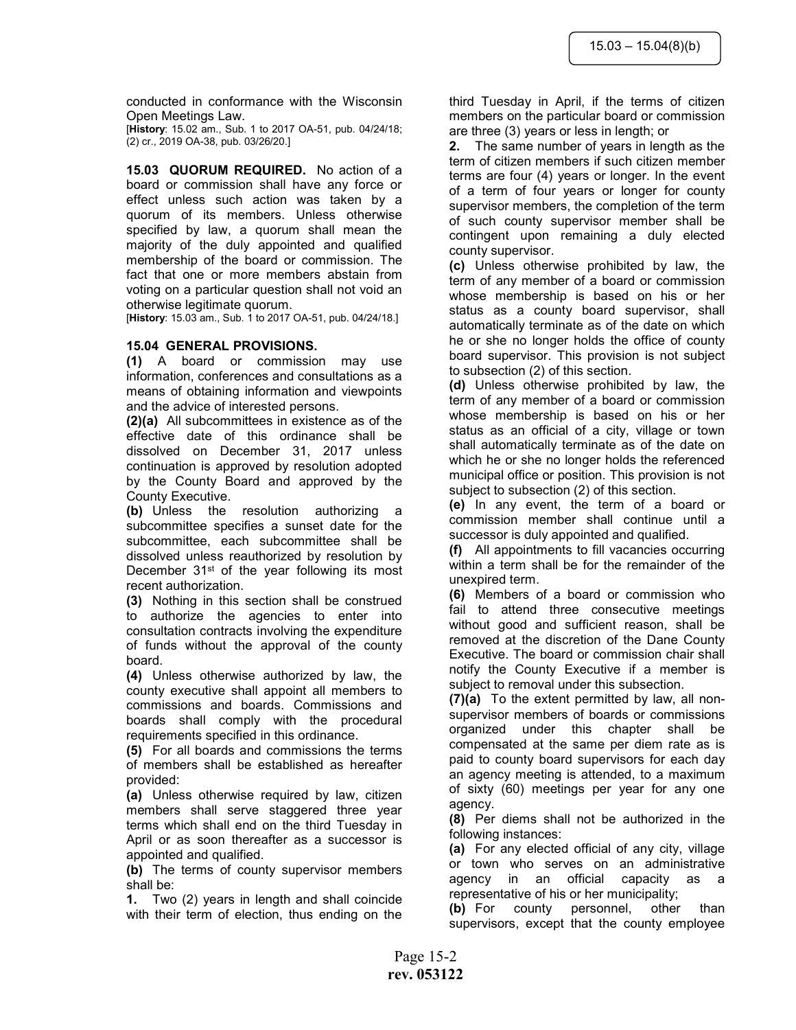conducted in conformance with the Wisconsin Open Meetings Law.

[**History**: 15.02 am., Sub. 1 to 2017 OA-51, pub. 04/24/18; (2) cr., 2019 OA-38, pub. 03/26/20.]

**15.03 QUORUM REQUIRED.** No action of a board or commission shall have any force or effect unless such action was taken by a quorum of its members. Unless otherwise specified by law, a quorum shall mean the majority of the duly appointed and qualified membership of the board or commission. The fact that one or more members abstain from voting on a particular question shall not void an otherwise legitimate quorum.

[**History**: 15.03 am., Sub. 1 to 2017 OA-51, pub. 04/24/18.]

**15.04 GENERAL PROVISIONS.**

**(1)** A board or commission may use information, conferences and consultations as a means of obtaining information and viewpoints and the advice of interested persons.

**(2)(a)** All subcommittees in existence as of the effective date of this ordinance shall be dissolved on December 31, 2017 unless continuation is approved by resolution adopted by the County Board and approved by the County Executive.

**(b)** Unless the resolution authorizing a subcommittee specifies a sunset date for the subcommittee, each subcommittee shall be dissolved unless reauthorized by resolution by December 31st of the year following its most recent authorization.

**(3)** Nothing in this section shall be construed to authorize the agencies to enter into consultation contracts involving the expenditure of funds without the approval of the county board.

**(4)** Unless otherwise authorized by law, the county executive shall appoint all members to commissions and boards. Commissions and boards shall comply with the procedural requirements specified in this ordinance.

**(5)** For all boards and commissions the terms of members shall be established as hereafter provided:

**(a)** Unless otherwise required by law, citizen members shall serve staggered three year terms which shall end on the third Tuesday in April or as soon thereafter as a successor is appointed and qualified.

**(b)** The terms of county supervisor members shall be:

**1.** Two (2) years in length and shall coincide with their term of election, thus ending on the third Tuesday in April, if the terms of citizen members on the particular board or commission are three (3) years or less in length; or

**2.** The same number of years in length as the term of citizen members if such citizen member terms are four (4) years or longer. In the event of a term of four years or longer for county supervisor members, the completion of the term of such county supervisor member shall be contingent upon remaining a duly elected county supervisor.

**(c)** Unless otherwise prohibited by law, the term of any member of a board or commission whose membership is based on his or her status as a county board supervisor, shall automatically terminate as of the date on which he or she no longer holds the office of county board supervisor. This provision is not subject to subsection (2) of this section.

**(d)** Unless otherwise prohibited by law, the term of any member of a board or commission whose membership is based on his or her status as an official of a city, village or town shall automatically terminate as of the date on which he or she no longer holds the referenced municipal office or position. This provision is not subject to subsection (2) of this section.

**(e)** In any event, the term of a board or commission member shall continue until a successor is duly appointed and qualified.

**(f)** All appointments to fill vacancies occurring within a term shall be for the remainder of the unexpired term.

**(6)** Members of a board or commission who fail to attend three consecutive meetings without good and sufficient reason, shall be removed at the discretion of the Dane County Executive. The board or commission chair shall notify the County Executive if a member is subject to removal under this subsection.

**(7)(a)** To the extent permitted by law, all non-supervisor members of boards or commissions organized under this chapter shall be compensated at the same per diem rate as is paid to county board supervisors for each day an agency meeting is attended, to a maximum of sixty (60) meetings per year for any one agency.

**(8)** Per diems shall not be authorized in the following instances:

**(a)** For any elected official of any city, village or town who serves on an administrative agency in an official capacity as a representative of his or her municipality;

**(b)** For county personnel, other than supervisors, except that the county employee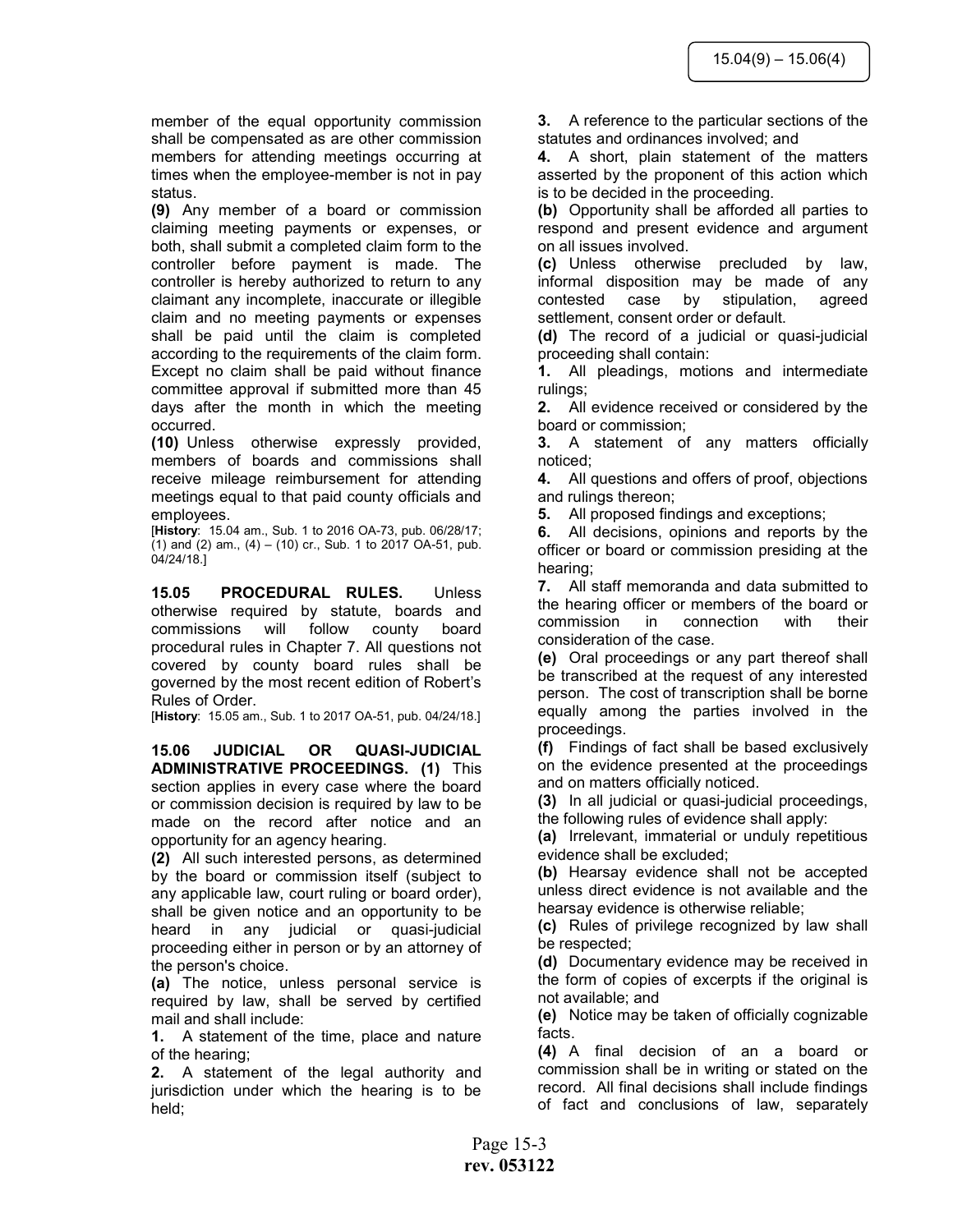member of the equal opportunity commission shall be compensated as are other commission members for attending meetings occurring at times when the employee-member is not in pay status.

**(9)** Any member of a board or commission claiming meeting payments or expenses, or both, shall submit a completed claim form to the controller before payment is made. The controller is hereby authorized to return to any claimant any incomplete, inaccurate or illegible claim and no meeting payments or expenses shall be paid until the claim is completed according to the requirements of the claim form. Except no claim shall be paid without finance committee approval if submitted more than 45 days after the month in which the meeting occurred.

**(10)** Unless otherwise expressly provided, members of boards and commissions shall receive mileage reimbursement for attending meetings equal to that paid county officials and employees.

[**History**: 15.04 am., Sub. 1 to 2016 OA-73, pub. 06/28/17; (1) and (2) am., (4) – (10) cr., Sub. 1 to 2017 OA-51, pub. 04/24/18.]

**15.05 PROCEDURAL RULES.** Unless otherwise required by statute, boards and commissions will follow county board procedural rules in Chapter 7. All questions not covered by county board rules shall be governed by the most recent edition of Robert's Rules of Order.

[**History**: 15.05 am., Sub. 1 to 2017 OA-51, pub. 04/24/18.]

**15.06 JUDICIAL OR QUASI-JUDICIAL ADMINISTRATIVE PROCEEDINGS. (1)** This section applies in every case where the board or commission decision is required by law to be made on the record after notice and an opportunity for an agency hearing.

**(2)** All such interested persons, as determined by the board or commission itself (subject to any applicable law, court ruling or board order), shall be given notice and an opportunity to be heard in any judicial or quasi-judicial proceeding either in person or by an attorney of the person's choice.

**(a)** The notice, unless personal service is required by law, shall be served by certified mail and shall include:

**1.** A statement of the time, place and nature of the hearing;

**2.** A statement of the legal authority and jurisdiction under which the hearing is to be held;

**3.** A reference to the particular sections of the statutes and ordinances involved; and

**4.** A short, plain statement of the matters asserted by the proponent of this action which is to be decided in the proceeding.

**(b)** Opportunity shall be afforded all parties to respond and present evidence and argument on all issues involved.

**(c)** Unless otherwise precluded by law, informal disposition may be made of any contested case by stipulation, agreed settlement, consent order or default.

**(d)** The record of a judicial or quasi-judicial proceeding shall contain:

**1.** All pleadings, motions and intermediate rulings;

**2.** All evidence received or considered by the board or commission;

**3.** A statement of any matters officially noticed;

**4.** All questions and offers of proof, objections and rulings thereon;

**5.** All proposed findings and exceptions;

**6.** All decisions, opinions and reports by the officer or board or commission presiding at the hearing;

**7.** All staff memoranda and data submitted to the hearing officer or members of the board or commission in connection with their consideration of the case.

**(e)** Oral proceedings or any part thereof shall be transcribed at the request of any interested person. The cost of transcription shall be borne equally among the parties involved in the proceedings.

**(f)** Findings of fact shall be based exclusively on the evidence presented at the proceedings and on matters officially noticed.

**(3)** In all judicial or quasi-judicial proceedings, the following rules of evidence shall apply:

**(a)** Irrelevant, immaterial or unduly repetitious evidence shall be excluded;

**(b)** Hearsay evidence shall not be accepted unless direct evidence is not available and the hearsay evidence is otherwise reliable;

**(c)** Rules of privilege recognized by law shall be respected;

**(d)** Documentary evidence may be received in the form of copies of excerpts if the original is not available; and

**(e)** Notice may be taken of officially cognizable facts.

**(4)** A final decision of an a board or commission shall be in writing or stated on the record. All final decisions shall include findings of fact and conclusions of law, separately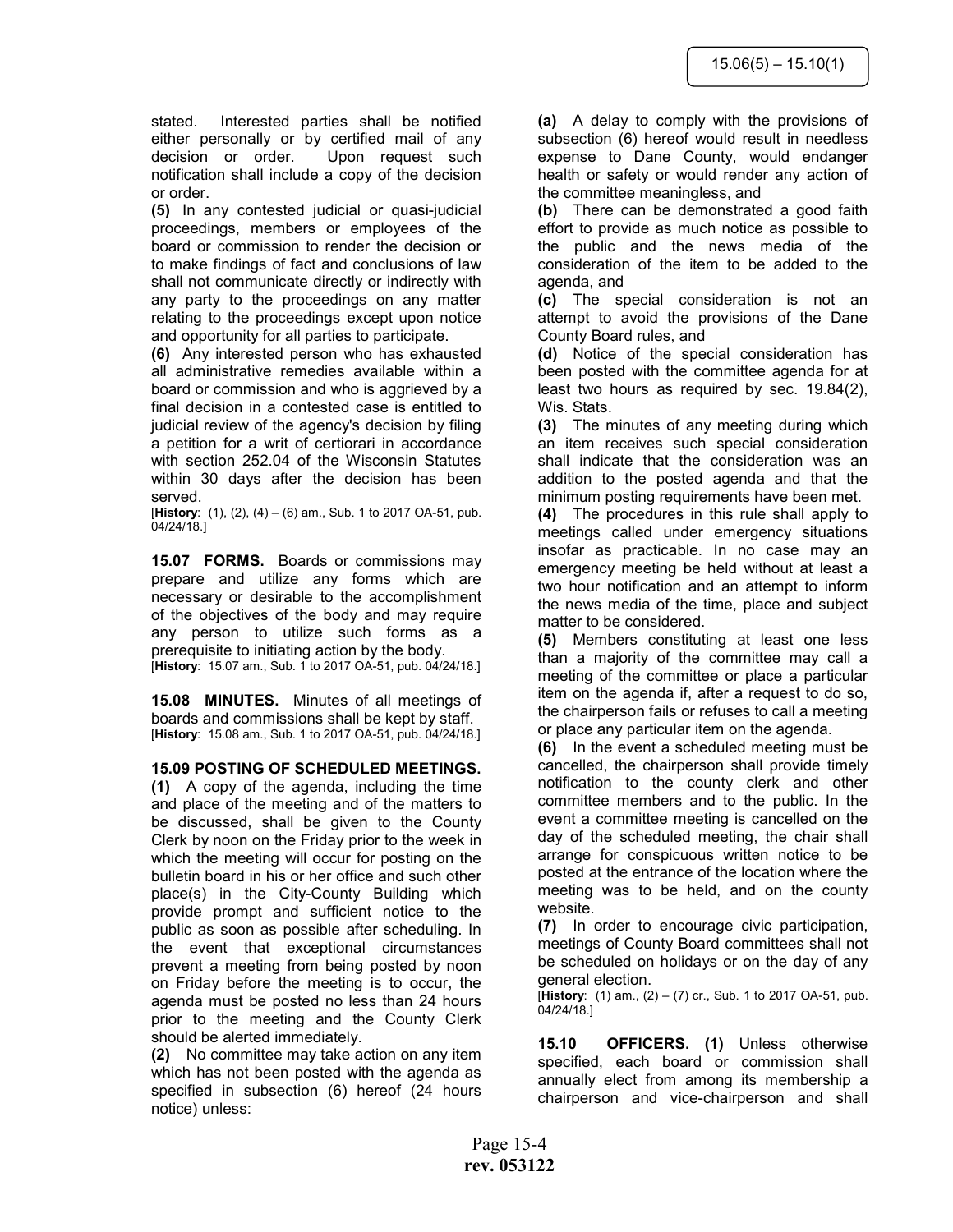stated. Interested parties shall be notified either personally or by certified mail of any decision or order. Upon request such notification shall include a copy of the decision or order.

**(5)** In any contested judicial or quasi-judicial proceedings, members or employees of the board or commission to render the decision or to make findings of fact and conclusions of law shall not communicate directly or indirectly with any party to the proceedings on any matter relating to the proceedings except upon notice and opportunity for all parties to participate.

**(6)** Any interested person who has exhausted all administrative remedies available within a board or commission and who is aggrieved by a final decision in a contested case is entitled to judicial review of the agency's decision by filing a petition for a writ of certiorari in accordance with section 252.04 of the Wisconsin Statutes within 30 days after the decision has been served.

[**History**: (1), (2), (4) – (6) am., Sub. 1 to 2017 OA-51, pub. 04/24/18.]

**15.07 FORMS.** Boards or commissions may prepare and utilize any forms which are necessary or desirable to the accomplishment of the objectives of the body and may require any person to utilize such forms as a prerequisite to initiating action by the body.

[**History**: 15.07 am., Sub. 1 to 2017 OA-51, pub. 04/24/18.]

**15.08 MINUTES.** Minutes of all meetings of boards and commissions shall be kept by staff.

[**History**: 15.08 am., Sub. 1 to 2017 OA-51, pub. 04/24/18.]

**15.09 POSTING OF SCHEDULED MEETINGS.**

**(1)** A copy of the agenda, including the time and place of the meeting and of the matters to be discussed, shall be given to the County Clerk by noon on the Friday prior to the week in which the meeting will occur for posting on the bulletin board in his or her office and such other place(s) in the City-County Building which provide prompt and sufficient notice to the public as soon as possible after scheduling. In the event that exceptional circumstances prevent a meeting from being posted by noon on Friday before the meeting is to occur, the agenda must be posted no less than 24 hours prior to the meeting and the County Clerk should be alerted immediately.

**(2)** No committee may take action on any item which has not been posted with the agenda as specified in subsection (6) hereof (24 hours notice) unless:

**(a)** A delay to comply with the provisions of subsection (6) hereof would result in needless expense to Dane County, would endanger health or safety or would render any action of the committee meaningless, and

**(b)** There can be demonstrated a good faith effort to provide as much notice as possible to the public and the news media of the consideration of the item to be added to the agenda, and

**(c)** The special consideration is not an attempt to avoid the provisions of the Dane County Board rules, and

**(d)** Notice of the special consideration has been posted with the committee agenda for at least two hours as required by sec. 19.84(2), Wis. Stats.

**(3)** The minutes of any meeting during which an item receives such special consideration shall indicate that the consideration was an addition to the posted agenda and that the minimum posting requirements have been met.

**(4)** The procedures in this rule shall apply to meetings called under emergency situations insofar as practicable. In no case may an emergency meeting be held without at least a two hour notification and an attempt to inform the news media of the time, place and subject matter to be considered.

**(5)** Members constituting at least one less than a majority of the committee may call a meeting of the committee or place a particular item on the agenda if, after a request to do so, the chairperson fails or refuses to call a meeting or place any particular item on the agenda.

**(6)** In the event a scheduled meeting must be cancelled, the chairperson shall provide timely notification to the county clerk and other committee members and to the public. In the event a committee meeting is cancelled on the day of the scheduled meeting, the chair shall arrange for conspicuous written notice to be posted at the entrance of the location where the meeting was to be held, and on the county website.

**(7)** In order to encourage civic participation, meetings of County Board committees shall not be scheduled on holidays or on the day of any general election.

[**History**: (1) am., (2) – (7) cr., Sub. 1 to 2017 OA-51, pub. 04/24/18.]

**15.10 OFFICERS. (1)** Unless otherwise specified, each board or commission shall annually elect from among its membership a chairperson and vice-chairperson and shall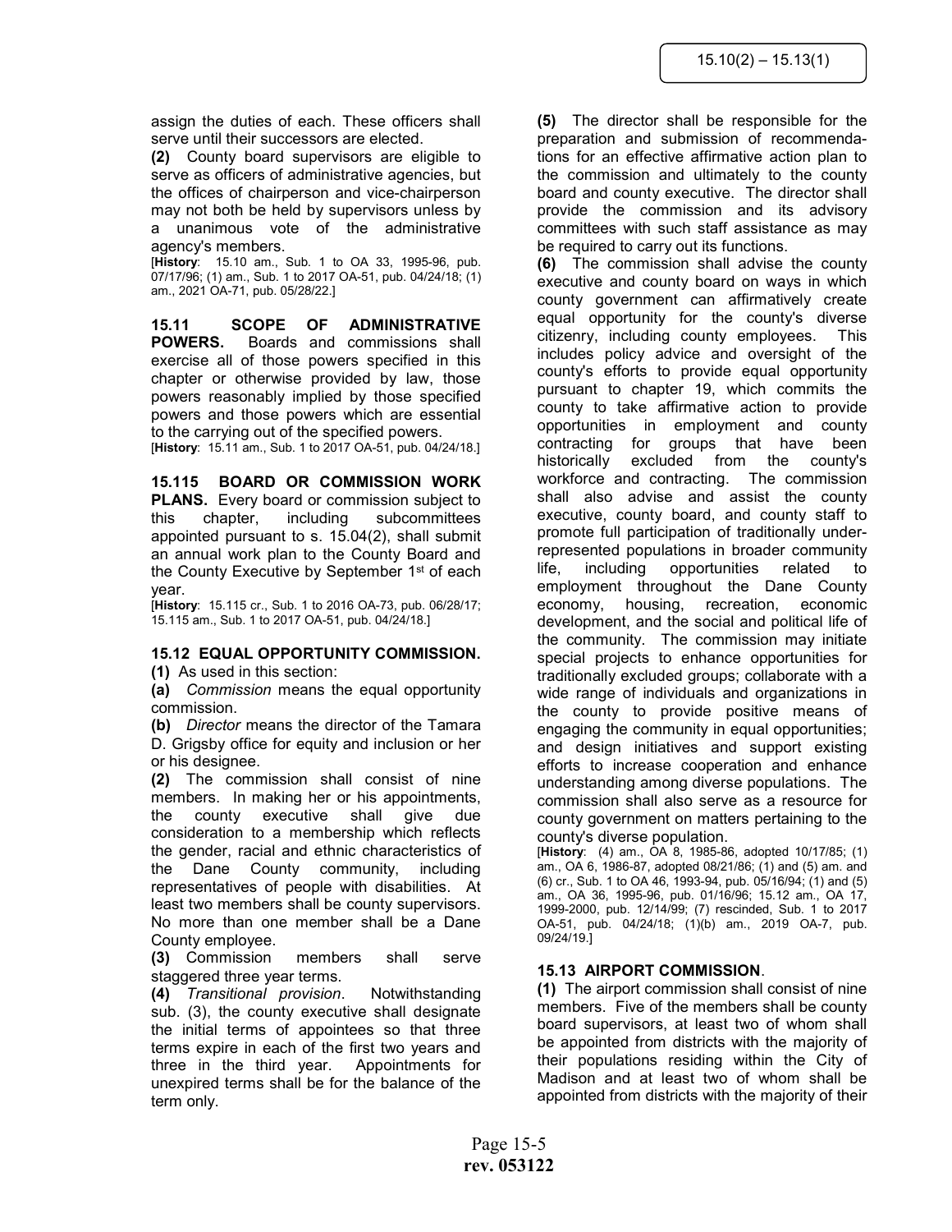assign the duties of each. These officers shall serve until their successors are elected.

**(2)** County board supervisors are eligible to serve as officers of administrative agencies, but the offices of chairperson and vice-chairperson may not both be held by supervisors unless by a unanimous vote of the administrative agency's members.

[**History**: 15.10 am., Sub. 1 to OA 33, 1995-96, pub. 07/17/96; (1) am., Sub. 1 to 2017 OA-51, pub. 04/24/18; (1) am., 2021 OA-71, pub. 05/28/22.]

**15.11 SCOPE OF ADMINISTRATIVE POWERS.** Boards and commissions shall exercise all of those powers specified in this chapter or otherwise provided by law, those powers reasonably implied by those specified powers and those powers which are essential to the carrying out of the specified powers.

[**History**: 15.11 am., Sub. 1 to 2017 OA-51, pub. 04/24/18.]

**15.115 BOARD OR COMMISSION WORK PLANS.** Every board or commission subject to this chapter, including subcommittees appointed pursuant to s. 15.04(2), shall submit an annual work plan to the County Board and the County Executive by September 1st of each year.

[**History**: 15.115 cr., Sub. 1 to 2016 OA-73, pub. 06/28/17; 15.115 am., Sub. 1 to 2017 OA-51, pub. 04/24/18.]

**15.12 EQUAL OPPORTUNITY COMMISSION.**

**(1)** As used in this section:

**(a)** *Commission* means the equal opportunity commission.

**(b)** *Director* means the director of the Tamara D. Grigsby office for equity and inclusion or her or his designee.

**(2)** The commission shall consist of nine members. In making her or his appointments, the county executive shall give due consideration to a membership which reflects the gender, racial and ethnic characteristics of the Dane County community, including representatives of people with disabilities. At least two members shall be county supervisors. No more than one member shall be a Dane County employee.

**(3)** Commission members shall serve staggered three year terms.

**(4)** *Transitional provision*. Notwithstanding sub. (3), the county executive shall designate the initial terms of appointees so that three terms expire in each of the first two years and three in the third year. Appointments for unexpired terms shall be for the balance of the term only.

**(5)** The director shall be responsible for the preparation and submission of recommendations for an effective affirmative action plan to the commission and ultimately to the county board and county executive. The director shall provide the commission and its advisory committees with such staff assistance as may be required to carry out its functions.

**(6)** The commission shall advise the county executive and county board on ways in which county government can affirmatively create equal opportunity for the county's diverse citizenry, including county employees. This includes policy advice and oversight of the county's efforts to provide equal opportunity pursuant to chapter 19, which commits the county to take affirmative action to provide opportunities in employment and county contracting for groups that have been historically excluded from the county's workforce and contracting. The commission shall also advise and assist the county executive, county board, and county staff to promote full participation of traditionally under-represented populations in broader community life, including opportunities related to employment throughout the Dane County economy, housing, recreation, economic development, and the social and political life of the community. The commission may initiate special projects to enhance opportunities for traditionally excluded groups; collaborate with a wide range of individuals and organizations in the county to provide positive means of engaging the community in equal opportunities; and design initiatives and support existing efforts to increase cooperation and enhance understanding among diverse populations. The commission shall also serve as a resource for county government on matters pertaining to the county's diverse population.

[**History**: (4) am., OA 8, 1985-86, adopted 10/17/85; (1) am., OA 6, 1986-87, adopted 08/21/86; (1) and (5) am. and (6) cr., Sub. 1 to OA 46, 1993-94, pub. 05/16/94; (1) and (5) am., OA 36, 1995-96, pub. 01/16/96; 15.12 am., OA 17, 1999-2000, pub. 12/14/99; (7) rescinded, Sub. 1 to 2017 OA-51, pub. 04/24/18; (1)(b) am., 2019 OA-7, pub. 09/24/19.]

**15.13 AIRPORT COMMISSION**.

**(1)** The airport commission shall consist of nine members. Five of the members shall be county board supervisors, at least two of whom shall be appointed from districts with the majority of their populations residing within the City of Madison and at least two of whom shall be appointed from districts with the majority of their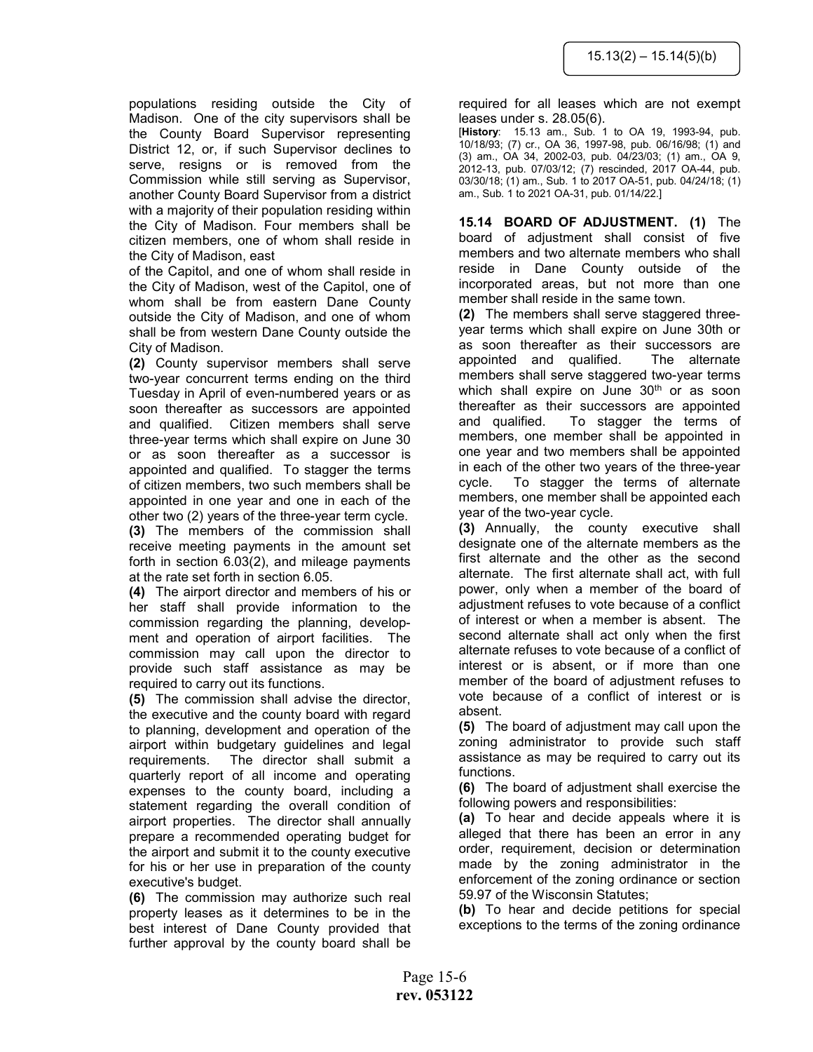populations residing outside the City of Madison. One of the city supervisors shall be the County Board Supervisor representing District 12, or, if such Supervisor declines to serve, resigns or is removed from the Commission while still serving as Supervisor, another County Board Supervisor from a district with a majority of their population residing within the City of Madison. Four members shall be citizen members, one of whom shall reside in the City of Madison, east of the Capitol, and one of whom shall reside in the City of Madison, west of the Capitol, one of whom shall be from eastern Dane County outside the City of Madison, and one of whom shall be from western Dane County outside the City of Madison.

**(2)** County supervisor members shall serve two-year concurrent terms ending on the third Tuesday in April of even-numbered years or as soon thereafter as successors are appointed and qualified. Citizen members shall serve three-year terms which shall expire on June 30 or as soon thereafter as a successor is appointed and qualified. To stagger the terms of citizen members, two such members shall be appointed in one year and one in each of the other two (2) years of the three-year term cycle.

**(3)** The members of the commission shall receive meeting payments in the amount set forth in section 6.03(2), and mileage payments at the rate set forth in section 6.05.

**(4)** The airport director and members of his or her staff shall provide information to the commission regarding the planning, development and operation of airport facilities. The commission may call upon the director to provide such staff assistance as may be required to carry out its functions.

**(5)** The commission shall advise the director, the executive and the county board with regard to planning, development and operation of the airport within budgetary guidelines and legal requirements. The director shall submit a quarterly report of all income and operating expenses to the county board, including a statement regarding the overall condition of airport properties. The director shall annually prepare a recommended operating budget for the airport and submit it to the county executive for his or her use in preparation of the county executive's budget.

**(6)** The commission may authorize such real property leases as it determines to be in the best interest of Dane County provided that further approval by the county board shall be required for all leases which are not exempt leases under s. 28.05(6).

[**History**: 15.13 am., Sub. 1 to OA 19, 1993-94, pub. 10/18/93; (7) cr., OA 36, 1997-98, pub. 06/16/98; (1) and (3) am., OA 34, 2002-03, pub. 04/23/03; (1) am., OA 9, 2012-13, pub. 07/03/12; (7) rescinded, 2017 OA-44, pub. 03/30/18; (1) am., Sub. 1 to 2017 OA-51, pub. 04/24/18; (1) am., Sub. 1 to 2021 OA-31, pub. 01/14/22.]

**15.14 BOARD OF ADJUSTMENT. (1)** The board of adjustment shall consist of five members and two alternate members who shall reside in Dane County outside of the incorporated areas, but not more than one member shall reside in the same town.

**(2)** The members shall serve staggered three-year terms which shall expire on June 30th or as soon thereafter as their successors are appointed and qualified. The alternate members shall serve staggered two-year terms which shall expire on June 30th or as soon thereafter as their successors are appointed and qualified. To stagger the terms of members, one member shall be appointed in one year and two members shall be appointed in each of the other two years of the three-year cycle. To stagger the terms of alternate members, one member shall be appointed each year of the two-year cycle.

**(3)** Annually, the county executive shall designate one of the alternate members as the first alternate and the other as the second alternate. The first alternate shall act, with full power, only when a member of the board of adjustment refuses to vote because of a conflict of interest or when a member is absent. The second alternate shall act only when the first alternate refuses to vote because of a conflict of interest or is absent, or if more than one member of the board of adjustment refuses to vote because of a conflict of interest or is absent.

**(5)** The board of adjustment may call upon the zoning administrator to provide such staff assistance as may be required to carry out its functions.

**(6)** The board of adjustment shall exercise the following powers and responsibilities:

**(a)** To hear and decide appeals where it is alleged that there has been an error in any order, requirement, decision or determination made by the zoning administrator in the enforcement of the zoning ordinance or section 59.97 of the Wisconsin Statutes;

**(b)** To hear and decide petitions for special exceptions to the terms of the zoning ordinance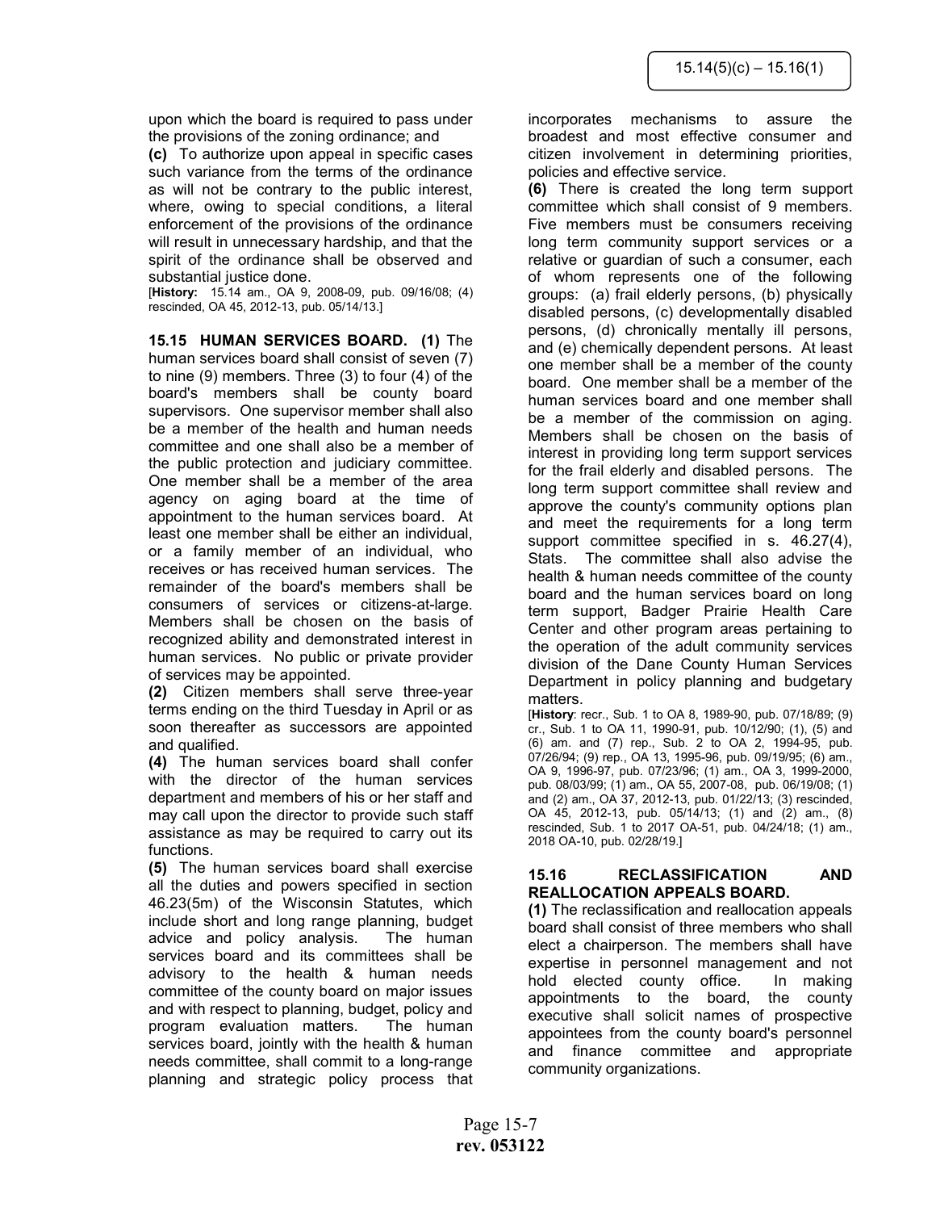upon which the board is required to pass under the provisions of the zoning ordinance; and

**(c)** To authorize upon appeal in specific cases such variance from the terms of the ordinance as will not be contrary to the public interest, where, owing to special conditions, a literal enforcement of the provisions of the ordinance will result in unnecessary hardship, and that the spirit of the ordinance shall be observed and substantial justice done.

[**History:** 15.14 am., OA 9, 2008-09, pub. 09/16/08; (4) rescinded, OA 45, 2012-13, pub. 05/14/13.]

**15.15 HUMAN SERVICES BOARD.** **(1)** The human services board shall consist of seven (7) to nine (9) members. Three (3) to four (4) of the board's members shall be county board supervisors. One supervisor member shall also be a member of the health and human needs committee and one shall also be a member of the public protection and judiciary committee. One member shall be a member of the area agency on aging board at the time of appointment to the human services board. At least one member shall be either an individual, or a family member of an individual, who receives or has received human services. The remainder of the board's members shall be consumers of services or citizens-at-large. Members shall be chosen on the basis of recognized ability and demonstrated interest in human services. No public or private provider of services may be appointed.

**(2)** Citizen members shall serve three-year terms ending on the third Tuesday in April or as soon thereafter as successors are appointed and qualified.

**(4)** The human services board shall confer with the director of the human services department and members of his or her staff and may call upon the director to provide such staff assistance as may be required to carry out its functions.

**(5)** The human services board shall exercise all the duties and powers specified in section 46.23(5m) of the Wisconsin Statutes, which include short and long range planning, budget advice and policy analysis. The human services board and its committees shall be advisory to the health & human needs committee of the county board on major issues and with respect to planning, budget, policy and program evaluation matters. The human services board, jointly with the health & human needs committee, shall commit to a long-range planning and strategic policy process that incorporates mechanisms to assure the broadest and most effective consumer and citizen involvement in determining priorities, policies and effective service.

**(6)** There is created the long term support committee which shall consist of 9 members. Five members must be consumers receiving long term community support services or a relative or guardian of such a consumer, each of whom represents one of the following groups: (a) frail elderly persons, (b) physically disabled persons, (c) developmentally disabled persons, (d) chronically mentally ill persons, and (e) chemically dependent persons. At least one member shall be a member of the county board. One member shall be a member of the human services board and one member shall be a member of the commission on aging. Members shall be chosen on the basis of interest in providing long term support services for the frail elderly and disabled persons. The long term support committee shall review and approve the county's community options plan and meet the requirements for a long term support committee specified in s. 46.27(4), Stats. The committee shall also advise the health & human needs committee of the county board and the human services board on long term support, Badger Prairie Health Care Center and other program areas pertaining to the operation of the adult community services division of the Dane County Human Services Department in policy planning and budgetary matters.

[**History**: recr., Sub. 1 to OA 8, 1989-90, pub. 07/18/89; (9) cr., Sub. 1 to OA 11, 1990-91, pub. 10/12/90; (1), (5) and (6) am. and (7) rep., Sub. 2 to OA 2, 1994-95, pub. 07/26/94; (9) rep., OA 13, 1995-96, pub. 09/19/95; (6) am., OA 9, 1996-97, pub. 07/23/96; (1) am., OA 3, 1999-2000, pub. 08/03/99; (1) am., OA 55, 2007-08, pub. 06/19/08; (1) and (2) am., OA 37, 2012-13, pub. 01/22/13; (3) rescinded, OA 45, 2012-13, pub. 05/14/13; (1) and (2) am., (8) rescinded, Sub. 1 to 2017 OA-51, pub. 04/24/18; (1) am., 2018 OA-10, pub. 02/28/19.]

**15.16 RECLASSIFICATION AND REALLOCATION APPEALS BOARD.**

**(1)** The reclassification and reallocation appeals board shall consist of three members who shall elect a chairperson. The members shall have expertise in personnel management and not hold elected county office. In making appointments to the board, the county executive shall solicit names of prospective appointees from the county board's personnel and finance committee and appropriate community organizations.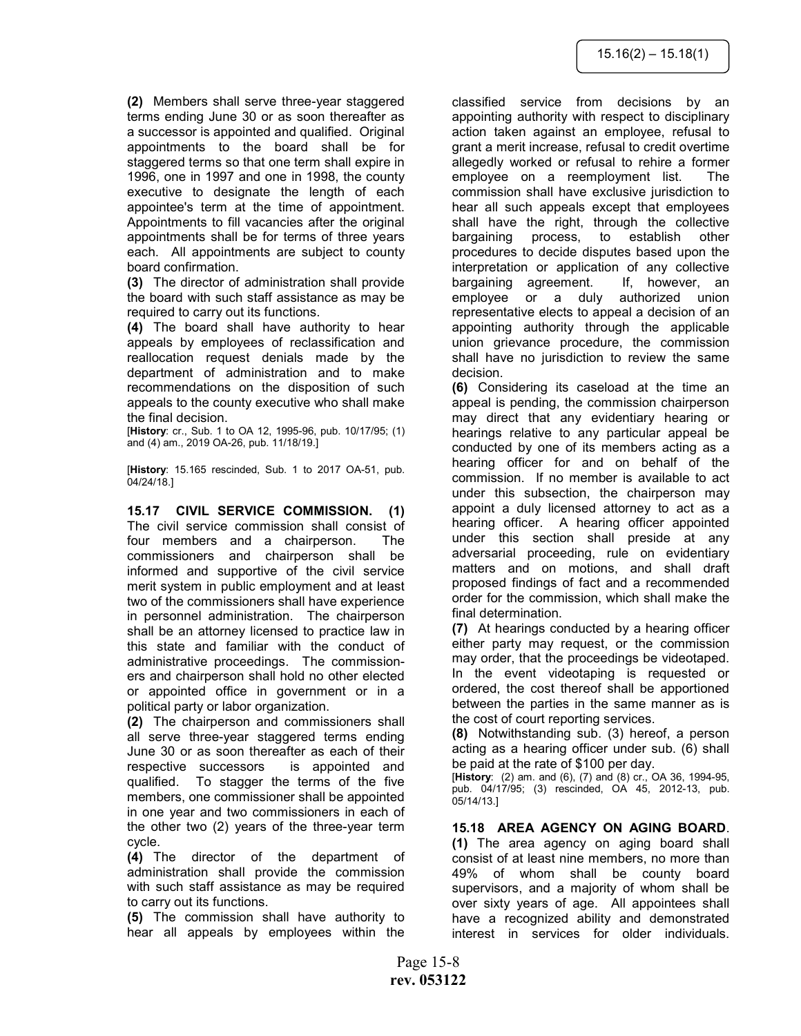**(2)** Members shall serve three-year staggered terms ending June 30 or as soon thereafter as a successor is appointed and qualified. Original appointments to the board shall be for staggered terms so that one term shall expire in 1996, one in 1997 and one in 1998, the county executive to designate the length of each appointee's term at the time of appointment. Appointments to fill vacancies after the original appointments shall be for terms of three years each. All appointments are subject to county board confirmation.

**(3)** The director of administration shall provide the board with such staff assistance as may be required to carry out its functions.

**(4)** The board shall have authority to hear appeals by employees of reclassification and reallocation request denials made by the department of administration and to make recommendations on the disposition of such appeals to the county executive who shall make the final decision.

[**History**: cr., Sub. 1 to OA 12, 1995-96, pub. 10/17/95; (1) and (4) am., 2019 OA-26, pub. 11/18/19.]

[**History**: 15.165 rescinded, Sub. 1 to 2017 OA-51, pub. 04/24/18.]

**15.17 CIVIL SERVICE COMMISSION. (1)** The civil service commission shall consist of four members and a chairperson. The commissioners and chairperson shall be informed and supportive of the civil service merit system in public employment and at least two of the commissioners shall have experience in personnel administration. The chairperson shall be an attorney licensed to practice law in this state and familiar with the conduct of administrative proceedings. The commissioners and chairperson shall hold no other elected or appointed office in government or in a political party or labor organization.

**(2)** The chairperson and commissioners shall all serve three-year staggered terms ending June 30 or as soon thereafter as each of their respective successors is appointed and qualified. To stagger the terms of the five members, one commissioner shall be appointed in one year and two commissioners in each of the other two (2) years of the three-year term cycle.

**(4)** The director of the department of administration shall provide the commission with such staff assistance as may be required to carry out its functions.

**(5)** The commission shall have authority to hear all appeals by employees within the classified service from decisions by an appointing authority with respect to disciplinary action taken against an employee, refusal to grant a merit increase, refusal to credit overtime allegedly worked or refusal to rehire a former employee on a reemployment list. The commission shall have exclusive jurisdiction to hear all such appeals except that employees shall have the right, through the collective bargaining process, to establish other procedures to decide disputes based upon the interpretation or application of any collective bargaining agreement. If, however, an employee or a duly authorized union representative elects to appeal a decision of an appointing authority through the applicable union grievance procedure, the commission shall have no jurisdiction to review the same decision.

**(6)** Considering its caseload at the time an appeal is pending, the commission chairperson may direct that any evidentiary hearing or hearings relative to any particular appeal be conducted by one of its members acting as a hearing officer for and on behalf of the commission. If no member is available to act under this subsection, the chairperson may appoint a duly licensed attorney to act as a hearing officer. A hearing officer appointed under this section shall preside at any adversarial proceeding, rule on evidentiary matters and on motions, and shall draft proposed findings of fact and a recommended order for the commission, which shall make the final determination.

**(7)** At hearings conducted by a hearing officer either party may request, or the commission may order, that the proceedings be videotaped. In the event videotaping is requested or ordered, the cost thereof shall be apportioned between the parties in the same manner as is the cost of court reporting services.

**(8)** Notwithstanding sub. (3) hereof, a person acting as a hearing officer under sub. (6) shall be paid at the rate of $100 per day.

[**History**: (2) am. and (6), (7) and (8) cr., OA 36, 1994-95, pub. 04/17/95; (3) rescinded, OA 45, 2012-13, pub. 05/14/13.]

**15.18 AREA AGENCY ON AGING BOARD. (1)** The area agency on aging board shall consist of at least nine members, no more than 49% of whom shall be county board supervisors, and a majority of whom shall be over sixty years of age. All appointees shall have a recognized ability and demonstrated interest in services for older individuals.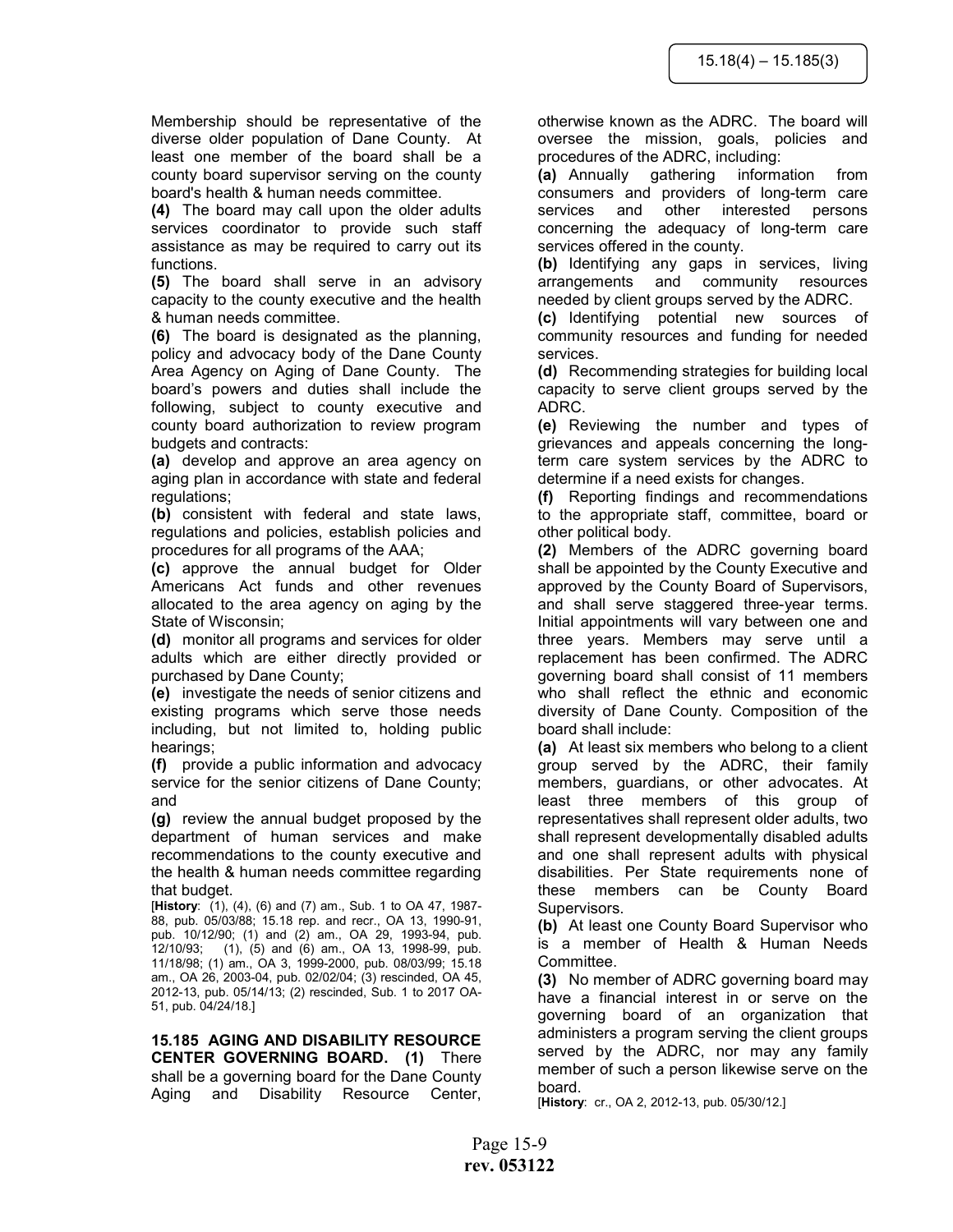Membership should be representative of the diverse older population of Dane County. At least one member of the board shall be a county board supervisor serving on the county board's health & human needs committee.

**(4)** The board may call upon the older adults services coordinator to provide such staff assistance as may be required to carry out its functions.

**(5)** The board shall serve in an advisory capacity to the county executive and the health & human needs committee.

**(6)** The board is designated as the planning, policy and advocacy body of the Dane County Area Agency on Aging of Dane County. The board's powers and duties shall include the following, subject to county executive and county board authorization to review program budgets and contracts:

**(a)** develop and approve an area agency on aging plan in accordance with state and federal regulations;

**(b)** consistent with federal and state laws, regulations and policies, establish policies and procedures for all programs of the AAA;

**(c)** approve the annual budget for Older Americans Act funds and other revenues allocated to the area agency on aging by the State of Wisconsin;

**(d)** monitor all programs and services for older adults which are either directly provided or purchased by Dane County;

**(e)** investigate the needs of senior citizens and existing programs which serve those needs including, but not limited to, holding public hearings;

**(f)** provide a public information and advocacy service for the senior citizens of Dane County; and

**(g)** review the annual budget proposed by the department of human services and make recommendations to the county executive and the health & human needs committee regarding that budget.

[**History**: (1), (4), (6) and (7) am., Sub. 1 to OA 47, 1987-88, pub. 05/03/88; 15.18 rep. and recr., OA 13, 1990-91, pub. 10/12/90; (1) and (2) am., OA 29, 1993-94, pub. 12/10/93; (1), (5) and (6) am., OA 13, 1998-99, pub. 11/18/98; (1) am., OA 3, 1999-2000, pub. 08/03/99; 15.18 am., OA 26, 2003-04, pub. 02/02/04; (3) rescinded, OA 45, 2012-13, pub. 05/14/13; (2) rescinded, Sub. 1 to 2017 OA-51, pub. 04/24/18.]

**15.185 AGING AND DISABILITY RESOURCE CENTER GOVERNING BOARD. (1)** There shall be a governing board for the Dane County Aging and Disability Resource Center, otherwise known as the ADRC. The board will oversee the mission, goals, policies and procedures of the ADRC, including:

**(a)** Annually gathering information from consumers and providers of long-term care services and other interested persons concerning the adequacy of long-term care services offered in the county.

**(b)** Identifying any gaps in services, living arrangements and community resources needed by client groups served by the ADRC.

**(c)** Identifying potential new sources of community resources and funding for needed services.

**(d)** Recommending strategies for building local capacity to serve client groups served by the ADRC.

**(e)** Reviewing the number and types of grievances and appeals concerning the long-term care system services by the ADRC to determine if a need exists for changes.

**(f)** Reporting findings and recommendations to the appropriate staff, committee, board or other political body.

**(2)** Members of the ADRC governing board shall be appointed by the County Executive and approved by the County Board of Supervisors, and shall serve staggered three-year terms. Initial appointments will vary between one and three years. Members may serve until a replacement has been confirmed. The ADRC governing board shall consist of 11 members who shall reflect the ethnic and economic diversity of Dane County. Composition of the board shall include:

**(a)** At least six members who belong to a client group served by the ADRC, their family members, guardians, or other advocates. At least three members of this group of representatives shall represent older adults, two shall represent developmentally disabled adults and one shall represent adults with physical disabilities. Per State requirements none of these members can be County Board Supervisors.

**(b)** At least one County Board Supervisor who is a member of Health & Human Needs Committee.

**(3)** No member of ADRC governing board may have a financial interest in or serve on the governing board of an organization that administers a program serving the client groups served by the ADRC, nor may any family member of such a person likewise serve on the board.

[**History**: cr., OA 2, 2012-13, pub. 05/30/12.]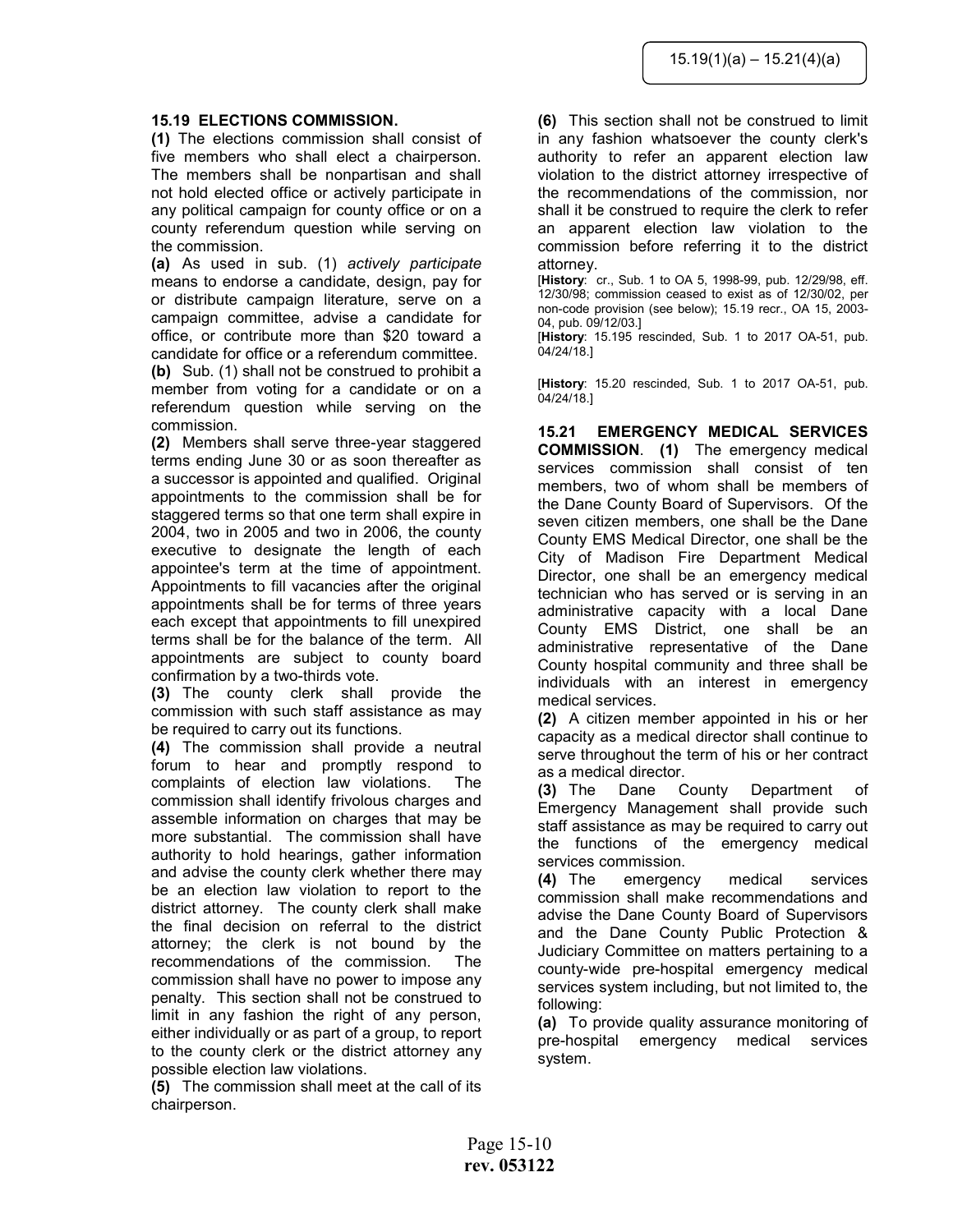**15.19 ELECTIONS COMMISSION.**

**(1)** The elections commission shall consist of five members who shall elect a chairperson. The members shall be nonpartisan and shall not hold elected office or actively participate in any political campaign for county office or on a county referendum question while serving on the commission.

**(a)** As used in sub. (1) *actively participate* means to endorse a candidate, design, pay for or distribute campaign literature, serve on a campaign committee, advise a candidate for office, or contribute more than $20 toward a candidate for office or a referendum committee.

**(b)** Sub. (1) shall not be construed to prohibit a member from voting for a candidate or on a referendum question while serving on the commission.

**(2)** Members shall serve three-year staggered terms ending June 30 or as soon thereafter as a successor is appointed and qualified. Original appointments to the commission shall be for staggered terms so that one term shall expire in 2004, two in 2005 and two in 2006, the county executive to designate the length of each appointee's term at the time of appointment. Appointments to fill vacancies after the original appointments shall be for terms of three years each except that appointments to fill unexpired terms shall be for the balance of the term. All appointments are subject to county board confirmation by a two-thirds vote.

**(3)** The county clerk shall provide the commission with such staff assistance as may be required to carry out its functions.

**(4)** The commission shall provide a neutral forum to hear and promptly respond to complaints of election law violations. The commission shall identify frivolous charges and assemble information on charges that may be more substantial. The commission shall have authority to hold hearings, gather information and advise the county clerk whether there may be an election law violation to report to the district attorney. The county clerk shall make the final decision on referral to the district attorney; the clerk is not bound by the recommendations of the commission. The commission shall have no power to impose any penalty. This section shall not be construed to limit in any fashion the right of any person, either individually or as part of a group, to report to the county clerk or the district attorney any possible election law violations.

**(5)** The commission shall meet at the call of its chairperson.

**(6)** This section shall not be construed to limit in any fashion whatsoever the county clerk's authority to refer an apparent election law violation to the district attorney irrespective of the recommendations of the commission, nor shall it be construed to require the clerk to refer an apparent election law violation to the commission before referring it to the district attorney.

[**History**: cr., Sub. 1 to OA 5, 1998-99, pub. 12/29/98, eff. 12/30/98; commission ceased to exist as of 12/30/02, per non-code provision (see below); 15.19 recr., OA 15, 2003-04, pub. 09/12/03.]

[**History**: 15.195 rescinded, Sub. 1 to 2017 OA-51, pub. 04/24/18.]

[**History**: 15.20 rescinded, Sub. 1 to 2017 OA-51, pub. 04/24/18.]

**15.21 EMERGENCY MEDICAL SERVICES COMMISSION**. **(1)** The emergency medical services commission shall consist of ten members, two of whom shall be members of the Dane County Board of Supervisors. Of the seven citizen members, one shall be the Dane County EMS Medical Director, one shall be the City of Madison Fire Department Medical Director, one shall be an emergency medical technician who has served or is serving in an administrative capacity with a local Dane County EMS District, one shall be an administrative representative of the Dane County hospital community and three shall be individuals with an interest in emergency medical services.

**(2)** A citizen member appointed in his or her capacity as a medical director shall continue to serve throughout the term of his or her contract as a medical director.

**(3)** The Dane County Department of Emergency Management shall provide such staff assistance as may be required to carry out the functions of the emergency medical services commission.

**(4)** The emergency medical services commission shall make recommendations and advise the Dane County Board of Supervisors and the Dane County Public Protection & Judiciary Committee on matters pertaining to a county-wide pre-hospital emergency medical services system including, but not limited to, the following:

**(a)** To provide quality assurance monitoring of pre-hospital emergency medical services system.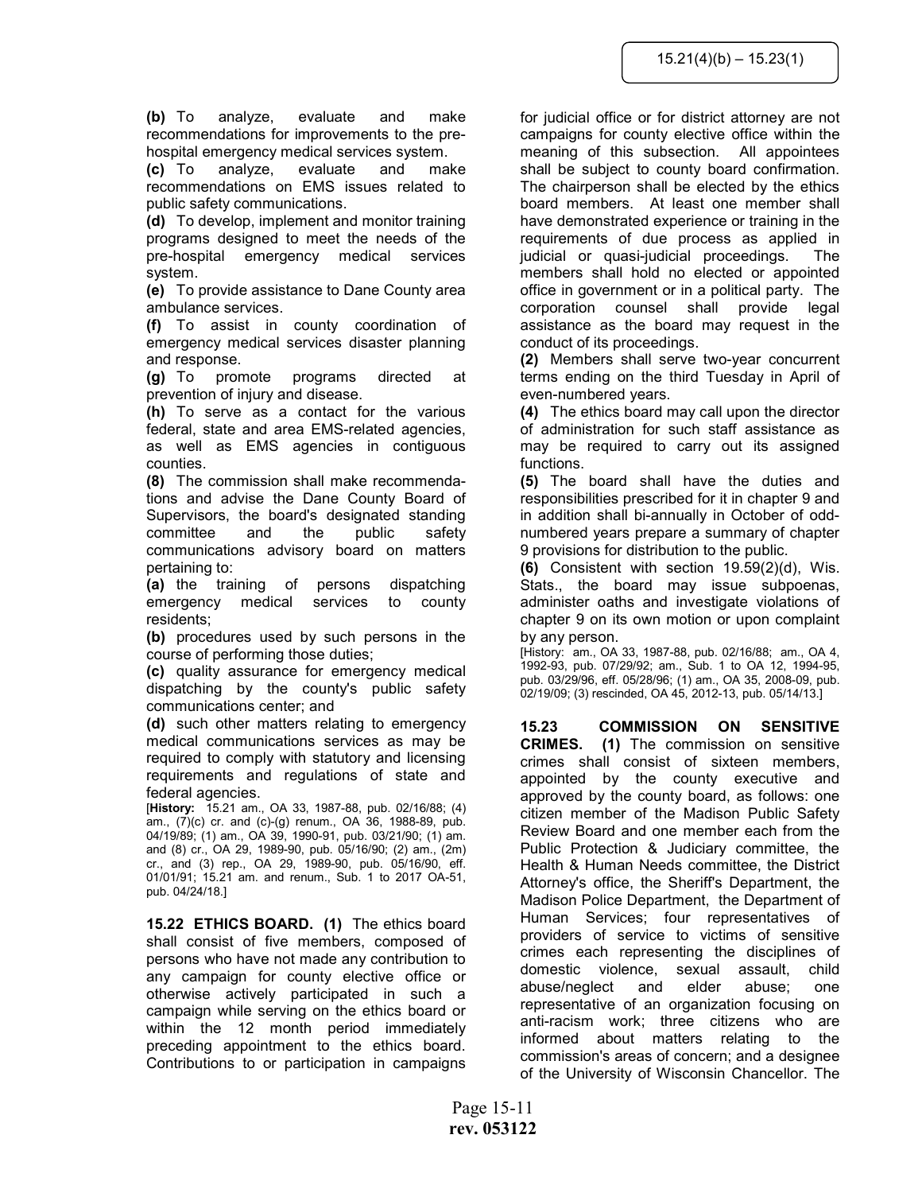**(b)** To analyze, evaluate and make recommendations for improvements to the pre-hospital emergency medical services system.

**(c)** To analyze, evaluate and make recommendations on EMS issues related to public safety communications.

**(d)** To develop, implement and monitor training programs designed to meet the needs of the pre-hospital emergency medical services system.

**(e)** To provide assistance to Dane County area ambulance services.

**(f)** To assist in county coordination of emergency medical services disaster planning and response.

**(g)** To promote programs directed at prevention of injury and disease.

**(h)** To serve as a contact for the various federal, state and area EMS-related agencies, as well as EMS agencies in contiguous counties.

**(8)** The commission shall make recommendations and advise the Dane County Board of Supervisors, the board's designated standing committee and the public safety communications advisory board on matters pertaining to:

**(a)** the training of persons dispatching emergency medical services to county residents;

**(b)** procedures used by such persons in the course of performing those duties;

**(c)** quality assurance for emergency medical dispatching by the county's public safety communications center; and

**(d)** such other matters relating to emergency medical communications services as may be required to comply with statutory and licensing requirements and regulations of state and federal agencies.

[**History:** 15.21 am., OA 33, 1987-88, pub. 02/16/88; (4) am., (7)(c) cr. and (c)-(g) renum., OA 36, 1988-89, pub. 04/19/89; (1) am., OA 39, 1990-91, pub. 03/21/90; (1) am. and (8) cr., OA 29, 1989-90, pub. 05/16/90; (2) am., (2m) cr., and (3) rep., OA 29, 1989-90, pub. 05/16/90, eff. 01/01/91; 15.21 am. and renum., Sub. 1 to 2017 OA-51, pub. 04/24/18.]

**15.22 ETHICS BOARD. (1)** The ethics board shall consist of five members, composed of persons who have not made any contribution to any campaign for county elective office or otherwise actively participated in such a campaign while serving on the ethics board or within the 12 month period immediately preceding appointment to the ethics board. Contributions to or participation in campaigns for judicial office or for district attorney are not campaigns for county elective office within the meaning of this subsection. All appointees shall be subject to county board confirmation. The chairperson shall be elected by the ethics board members. At least one member shall have demonstrated experience or training in the requirements of due process as applied in judicial or quasi-judicial proceedings. The members shall hold no elected or appointed office in government or in a political party. The corporation counsel shall provide legal assistance as the board may request in the conduct of its proceedings.

**(2)** Members shall serve two-year concurrent terms ending on the third Tuesday in April of even-numbered years.

**(4)** The ethics board may call upon the director of administration for such staff assistance as may be required to carry out its assigned functions.

**(5)** The board shall have the duties and responsibilities prescribed for it in chapter 9 and in addition shall bi-annually in October of odd-numbered years prepare a summary of chapter 9 provisions for distribution to the public.

**(6)** Consistent with section 19.59(2)(d), Wis. Stats., the board may issue subpoenas, administer oaths and investigate violations of chapter 9 on its own motion or upon complaint by any person.

[History: am., OA 33, 1987-88, pub. 02/16/88; am., OA 4, 1992-93, pub. 07/29/92; am., Sub. 1 to OA 12, 1994-95, pub. 03/29/96, eff. 05/28/96; (1) am., OA 35, 2008-09, pub. 02/19/09; (3) rescinded, OA 45, 2012-13, pub. 05/14/13.]

**15.23 COMMISSION ON SENSITIVE CRIMES. (1)** The commission on sensitive crimes shall consist of sixteen members, appointed by the county executive and approved by the county board, as follows: one citizen member of the Madison Public Safety Review Board and one member each from the Public Protection & Judiciary committee, the Health & Human Needs committee, the District Attorney's office, the Sheriff's Department, the Madison Police Department, the Department of Human Services; four representatives of providers of service to victims of sensitive crimes each representing the disciplines of domestic violence, sexual assault, child abuse/neglect and elder abuse; one representative of an organization focusing on anti-racism work; three citizens who are informed about matters relating to the commission's areas of concern; and a designee of the University of Wisconsin Chancellor. The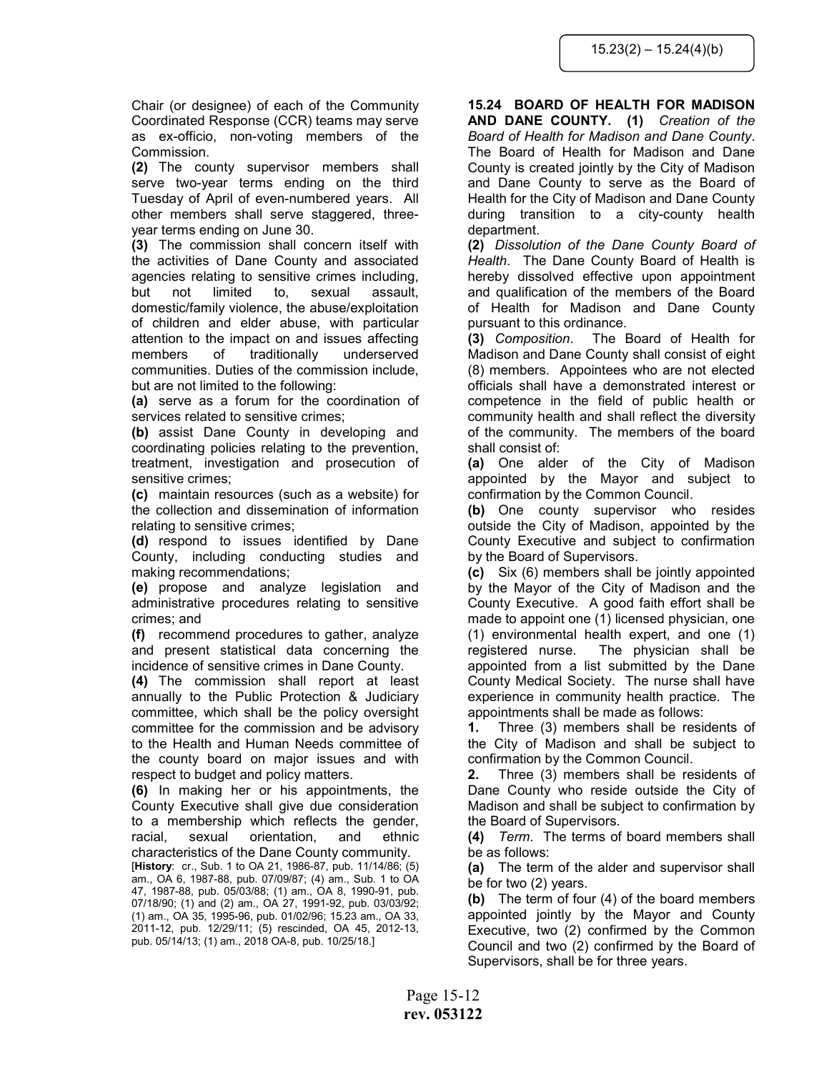Chair (or designee) of each of the Community Coordinated Response (CCR) teams may serve as ex-officio, non-voting members of the Commission.

**(2)** The county supervisor members shall serve two-year terms ending on the third Tuesday of April of even-numbered years. All other members shall serve staggered, three-year terms ending on June 30.

**(3)** The commission shall concern itself with the activities of Dane County and associated agencies relating to sensitive crimes including, but not limited to, sexual assault, domestic/family violence, the abuse/exploitation of children and elder abuse, with particular attention to the impact on and issues affecting members of traditionally underserved communities. Duties of the commission include, but are not limited to the following:

**(a)** serve as a forum for the coordination of services related to sensitive crimes;

**(b)** assist Dane County in developing and coordinating policies relating to the prevention, treatment, investigation and prosecution of sensitive crimes;

**(c)** maintain resources (such as a website) for the collection and dissemination of information relating to sensitive crimes;

**(d)** respond to issues identified by Dane County, including conducting studies and making recommendations;

**(e)** propose and analyze legislation and administrative procedures relating to sensitive crimes; and

**(f)** recommend procedures to gather, analyze and present statistical data concerning the incidence of sensitive crimes in Dane County.

**(4)** The commission shall report at least annually to the Public Protection & Judiciary committee, which shall be the policy oversight committee for the commission and be advisory to the Health and Human Needs committee of the county board on major issues and with respect to budget and policy matters.

**(6)** In making her or his appointments, the County Executive shall give due consideration to a membership which reflects the gender, racial, sexual orientation, and ethnic characteristics of the Dane County community.

[**History**: cr., Sub. 1 to OA 21, 1986-87, pub. 11/14/86; (5) am., OA 6, 1987-88, pub. 07/09/87; (4) am., Sub. 1 to OA 47, 1987-88, pub. 05/03/88; (1) am., OA 8, 1990-91, pub. 07/18/90; (1) and (2) am., OA 27, 1991-92, pub. 03/03/92; (1) am., OA 35, 1995-96, pub. 01/02/96; 15.23 am., OA 33, 2011-12, pub. 12/29/11; (5) rescinded, OA 45, 2012-13, pub. 05/14/13; (1) am., 2018 OA-8, pub. 10/25/18.]

**15.24 BOARD OF HEALTH FOR MADISON AND DANE COUNTY.** **(1)** *Creation of the Board of Health for Madison and Dane County*. The Board of Health for Madison and Dane County is created jointly by the City of Madison and Dane County to serve as the Board of Health for the City of Madison and Dane County during transition to a city-county health department.

**(2)** *Dissolution of the Dane County Board of Health*. The Dane County Board of Health is hereby dissolved effective upon appointment and qualification of the members of the Board of Health for Madison and Dane County pursuant to this ordinance.

**(3)** *Composition*. The Board of Health for Madison and Dane County shall consist of eight (8) members. Appointees who are not elected officials shall have a demonstrated interest or competence in the field of public health or community health and shall reflect the diversity of the community. The members of the board shall consist of:

**(a)** One alder of the City of Madison appointed by the Mayor and subject to confirmation by the Common Council.

**(b)** One county supervisor who resides outside the City of Madison, appointed by the County Executive and subject to confirmation by the Board of Supervisors.

**(c)** Six (6) members shall be jointly appointed by the Mayor of the City of Madison and the County Executive. A good faith effort shall be made to appoint one (1) licensed physician, one (1) environmental health expert, and one (1) registered nurse. The physician shall be appointed from a list submitted by the Dane County Medical Society. The nurse shall have experience in community health practice. The appointments shall be made as follows:

**1.** Three (3) members shall be residents of the City of Madison and shall be subject to confirmation by the Common Council.

**2.** Three (3) members shall be residents of Dane County who reside outside the City of Madison and shall be subject to confirmation by the Board of Supervisors.

**(4)** *Term*. The terms of board members shall be as follows:

**(a)** The term of the alder and supervisor shall be for two (2) years.

**(b)** The term of four (4) of the board members appointed jointly by the Mayor and County Executive, two (2) confirmed by the Common Council and two (2) confirmed by the Board of Supervisors, shall be for three years.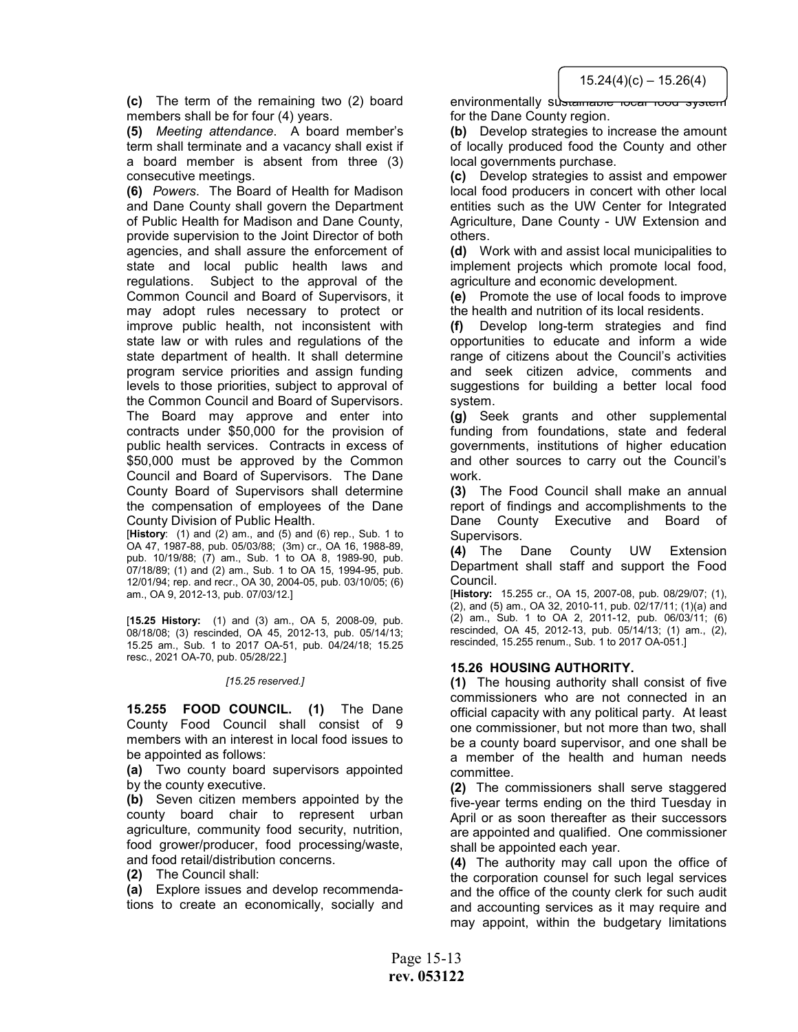**(c)** The term of the remaining two (2) board members shall be for four (4) years.

**(5)** *Meeting attendance*. A board member's term shall terminate and a vacancy shall exist if a board member is absent from three (3) consecutive meetings.

**(6)** *Powers*. The Board of Health for Madison and Dane County shall govern the Department of Public Health for Madison and Dane County, provide supervision to the Joint Director of both agencies, and shall assure the enforcement of state and local public health laws and regulations. Subject to the approval of the Common Council and Board of Supervisors, it may adopt rules necessary to protect or improve public health, not inconsistent with state law or with rules and regulations of the state department of health. It shall determine program service priorities and assign funding levels to those priorities, subject to approval of the Common Council and Board of Supervisors. The Board may approve and enter into contracts under $50,000 for the provision of public health services. Contracts in excess of $50,000 must be approved by the Common Council and Board of Supervisors. The Dane County Board of Supervisors shall determine the compensation of employees of the Dane County Division of Public Health.

[**History**: (1) and (2) am., and (5) and (6) rep., Sub. 1 to OA 47, 1987-88, pub. 05/03/88; (3m) cr., OA 16, 1988-89, pub. 10/19/88; (7) am., Sub. 1 to OA 8, 1989-90, pub. 07/18/89; (1) and (2) am., Sub. 1 to OA 15, 1994-95, pub. 12/01/94; rep. and recr., OA 30, 2004-05, pub. 03/10/05; (6) am., OA 9, 2012-13, pub. 07/03/12.]

[**15.25 History:** (1) and (3) am., OA 5, 2008-09, pub. 08/18/08; (3) rescinded, OA 45, 2012-13, pub. 05/14/13; 15.25 am., Sub. 1 to 2017 OA-51, pub. 04/24/18; 15.25 resc., 2021 OA-70, pub. 05/28/22.]

*[15.25 reserved.]*

**15.255 FOOD COUNCIL. (1)** The Dane County Food Council shall consist of 9 members with an interest in local food issues to be appointed as follows:

**(a)** Two county board supervisors appointed by the county executive.

**(b)** Seven citizen members appointed by the county board chair to represent urban agriculture, community food security, nutrition, food grower/producer, food processing/waste, and food retail/distribution concerns.

**(2)** The Council shall:

**(a)** Explore issues and develop recommendations to create an economically, socially and environmentally sustainable local food system for the Dane County region.

**(b)** Develop strategies to increase the amount of locally produced food the County and other local governments purchase.

**(c)** Develop strategies to assist and empower local food producers in concert with other local entities such as the UW Center for Integrated Agriculture, Dane County - UW Extension and others.

**(d)** Work with and assist local municipalities to implement projects which promote local food, agriculture and economic development.

**(e)** Promote the use of local foods to improve the health and nutrition of its local residents.

**(f)** Develop long-term strategies and find opportunities to educate and inform a wide range of citizens about the Council's activities and seek citizen advice, comments and suggestions for building a better local food system.

**(g)** Seek grants and other supplemental funding from foundations, state and federal governments, institutions of higher education and other sources to carry out the Council's work.

**(3)** The Food Council shall make an annual report of findings and accomplishments to the Dane County Executive and Board of Supervisors.

**(4)** The Dane County UW Extension Department shall staff and support the Food Council.

[**History:** 15.255 cr., OA 15, 2007-08, pub. 08/29/07; (1), (2), and (5) am., OA 32, 2010-11, pub. 02/17/11; (1)(a) and (2) am., Sub. 1 to OA 2, 2011-12, pub. 06/03/11; (6) rescinded, OA 45, 2012-13, pub. 05/14/13; (1) am., (2), rescinded, 15.255 renum., Sub. 1 to 2017 OA-051.]

## 15.26 HOUSING AUTHORITY.

**(1)** The housing authority shall consist of five commissioners who are not connected in an official capacity with any political party. At least one commissioner, but not more than two, shall be a county board supervisor, and one shall be a member of the health and human needs committee.

**(2)** The commissioners shall serve staggered five-year terms ending on the third Tuesday in April or as soon thereafter as their successors are appointed and qualified. One commissioner shall be appointed each year.

**(4)** The authority may call upon the office of the corporation counsel for such legal services and the office of the county clerk for such audit and accounting services as it may require and may appoint, within the budgetary limitations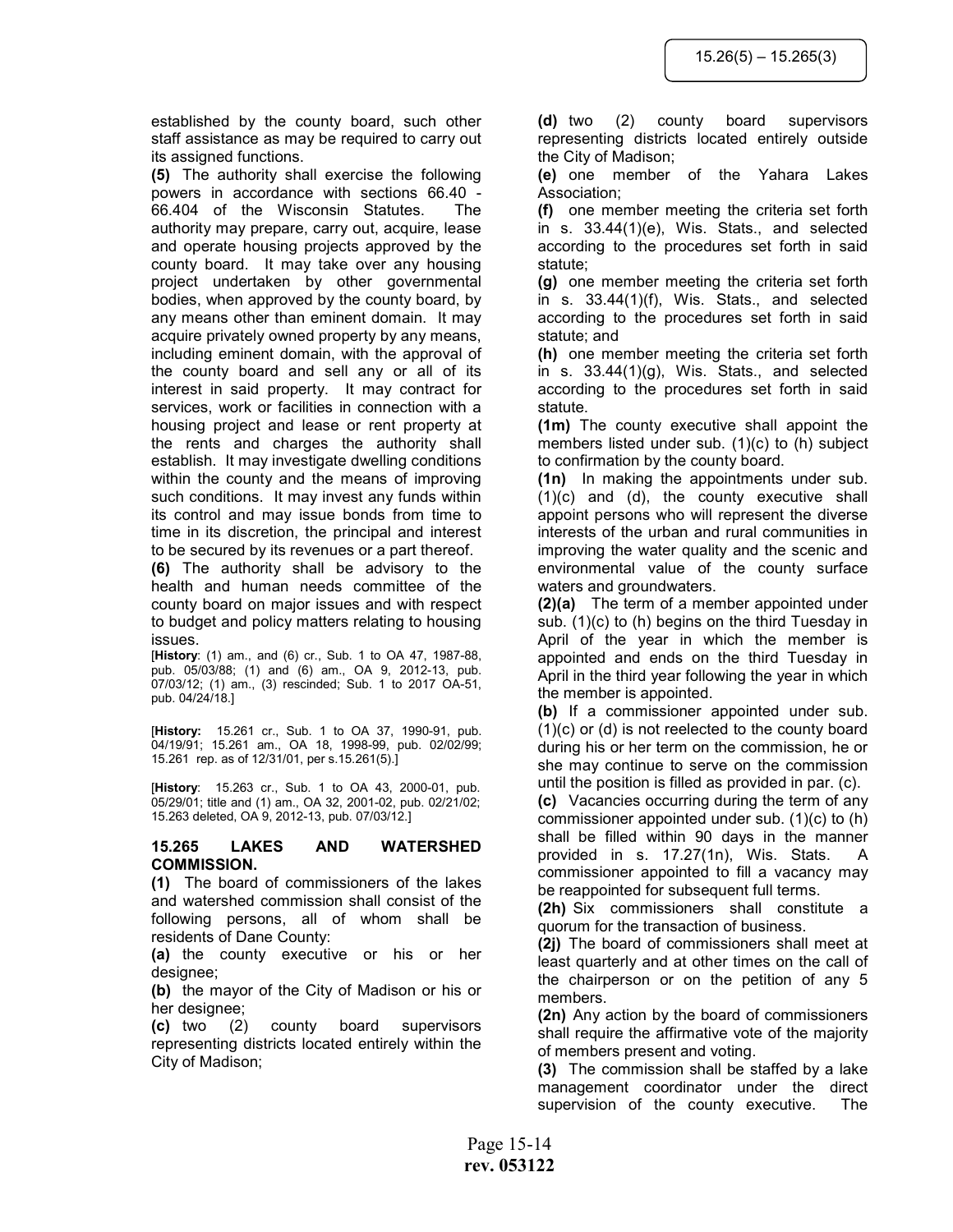established by the county board, such other staff assistance as may be required to carry out its assigned functions.

**(5)** The authority shall exercise the following powers in accordance with sections 66.40 - 66.404 of the Wisconsin Statutes. The authority may prepare, carry out, acquire, lease and operate housing projects approved by the county board. It may take over any housing project undertaken by other governmental bodies, when approved by the county board, by any means other than eminent domain. It may acquire privately owned property by any means, including eminent domain, with the approval of the county board and sell any or all of its interest in said property. It may contract for services, work or facilities in connection with a housing project and lease or rent property at the rents and charges the authority shall establish. It may investigate dwelling conditions within the county and the means of improving such conditions. It may invest any funds within its control and may issue bonds from time to time in its discretion, the principal and interest to be secured by its revenues or a part thereof.

**(6)** The authority shall be advisory to the health and human needs committee of the county board on major issues and with respect to budget and policy matters relating to housing issues.

[**History**: (1) am., and (6) cr., Sub. 1 to OA 47, 1987-88, pub. 05/03/88; (1) and (6) am., OA 9, 2012-13, pub. 07/03/12; (1) am., (3) rescinded; Sub. 1 to 2017 OA-51, pub. 04/24/18.]

[**History:** 15.261 cr., Sub. 1 to OA 37, 1990-91, pub. 04/19/91; 15.261 am., OA 18, 1998-99, pub. 02/02/99; 15.261 rep. as of 12/31/01, per s.15.261(5).]

[**History**: 15.263 cr., Sub. 1 to OA 43, 2000-01, pub. 05/29/01; title and (1) am., OA 32, 2001-02, pub. 02/21/02; 15.263 deleted, OA 9, 2012-13, pub. 07/03/12.]

## 15.265 LAKES AND WATERSHED COMMISSION.

**(1)** The board of commissioners of the lakes and watershed commission shall consist of the following persons, all of whom shall be residents of Dane County:

**(a)** the county executive or his or her designee;

**(b)** the mayor of the City of Madison or his or her designee;

**(c)** two (2) county board supervisors representing districts located entirely within the City of Madison;

**(d)** two (2) county board supervisors representing districts located entirely outside the City of Madison;

**(e)** one member of the Yahara Lakes Association;

**(f)** one member meeting the criteria set forth in s. 33.44(1)(e), Wis. Stats., and selected according to the procedures set forth in said statute;

**(g)** one member meeting the criteria set forth in s. 33.44(1)(f), Wis. Stats., and selected according to the procedures set forth in said statute; and

**(h)** one member meeting the criteria set forth in s. 33.44(1)(g), Wis. Stats., and selected according to the procedures set forth in said statute.

**(1m)** The county executive shall appoint the members listed under sub. (1)(c) to (h) subject to confirmation by the county board.

**(1n)** In making the appointments under sub. (1)(c) and (d), the county executive shall appoint persons who will represent the diverse interests of the urban and rural communities in improving the water quality and the scenic and environmental value of the county surface waters and groundwaters.

**(2)(a)** The term of a member appointed under sub. (1)(c) to (h) begins on the third Tuesday in April of the year in which the member is appointed and ends on the third Tuesday in April in the third year following the year in which the member is appointed.

**(b)** If a commissioner appointed under sub. (1)(c) or (d) is not reelected to the county board during his or her term on the commission, he or she may continue to serve on the commission until the position is filled as provided in par. (c).

**(c)** Vacancies occurring during the term of any commissioner appointed under sub. (1)(c) to (h) shall be filled within 90 days in the manner provided in s. 17.27(1n), Wis. Stats. A commissioner appointed to fill a vacancy may be reappointed for subsequent full terms.

**(2h)** Six commissioners shall constitute a quorum for the transaction of business.

**(2j)** The board of commissioners shall meet at least quarterly and at other times on the call of the chairperson or on the petition of any 5 members.

**(2n)** Any action by the board of commissioners shall require the affirmative vote of the majority of members present and voting.

**(3)** The commission shall be staffed by a lake management coordinator under the direct supervision of the county executive. The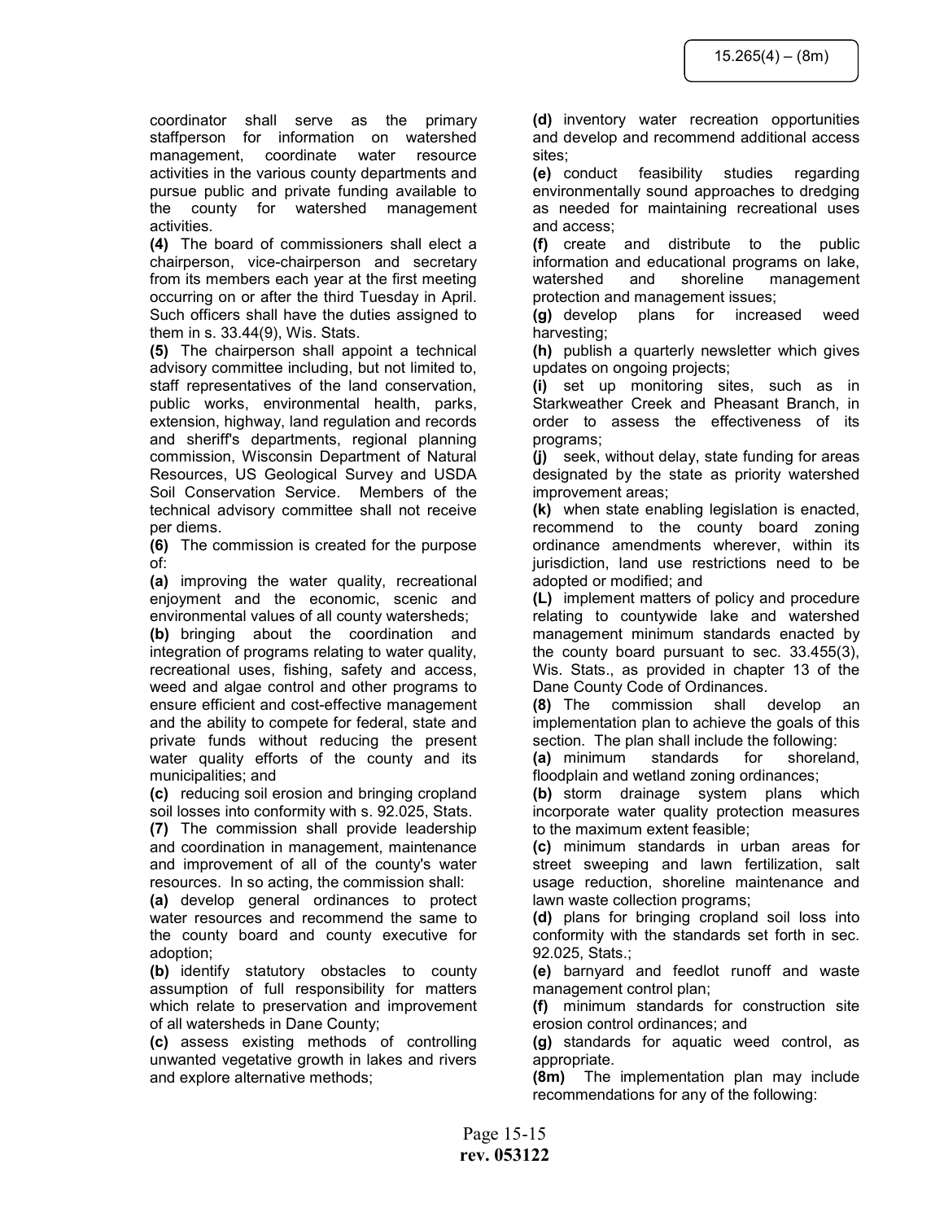coordinator shall serve as the primary staffperson for information on watershed management, coordinate water resource activities in the various county departments and pursue public and private funding available to the county for watershed management activities.

**(4)** The board of commissioners shall elect a chairperson, vice-chairperson and secretary from its members each year at the first meeting occurring on or after the third Tuesday in April. Such officers shall have the duties assigned to them in s. 33.44(9), Wis. Stats.

**(5)** The chairperson shall appoint a technical advisory committee including, but not limited to, staff representatives of the land conservation, public works, environmental health, parks, extension, highway, land regulation and records and sheriff's departments, regional planning commission, Wisconsin Department of Natural Resources, US Geological Survey and USDA Soil Conservation Service. Members of the technical advisory committee shall not receive per diems.

**(6)** The commission is created for the purpose of:

**(a)** improving the water quality, recreational enjoyment and the economic, scenic and environmental values of all county watersheds;

**(b)** bringing about the coordination and integration of programs relating to water quality, recreational uses, fishing, safety and access, weed and algae control and other programs to ensure efficient and cost-effective management and the ability to compete for federal, state and private funds without reducing the present water quality efforts of the county and its municipalities; and

**(c)** reducing soil erosion and bringing cropland soil losses into conformity with s. 92.025, Stats.

**(7)** The commission shall provide leadership and coordination in management, maintenance and improvement of all of the county's water resources. In so acting, the commission shall:

**(a)** develop general ordinances to protect water resources and recommend the same to the county board and county executive for adoption;

**(b)** identify statutory obstacles to county assumption of full responsibility for matters which relate to preservation and improvement of all watersheds in Dane County;

**(c)** assess existing methods of controlling unwanted vegetative growth in lakes and rivers and explore alternative methods;

**(d)** inventory water recreation opportunities and develop and recommend additional access sites;

**(e)** conduct feasibility studies regarding environmentally sound approaches to dredging as needed for maintaining recreational uses and access;

**(f)** create and distribute to the public information and educational programs on lake, watershed and shoreline management protection and management issues;

**(g)** develop plans for increased weed harvesting;

**(h)** publish a quarterly newsletter which gives updates on ongoing projects;

**(i)** set up monitoring sites, such as in Starkweather Creek and Pheasant Branch, in order to assess the effectiveness of its programs;

**(j)** seek, without delay, state funding for areas designated by the state as priority watershed improvement areas;

**(k)** when state enabling legislation is enacted, recommend to the county board zoning ordinance amendments wherever, within its jurisdiction, land use restrictions need to be adopted or modified; and

**(L)** implement matters of policy and procedure relating to countywide lake and watershed management minimum standards enacted by the county board pursuant to sec. 33.455(3), Wis. Stats., as provided in chapter 13 of the Dane County Code of Ordinances.

**(8)** The commission shall develop an implementation plan to achieve the goals of this section. The plan shall include the following:

**(a)** minimum standards for shoreland, floodplain and wetland zoning ordinances;

**(b)** storm drainage system plans which incorporate water quality protection measures to the maximum extent feasible;

**(c)** minimum standards in urban areas for street sweeping and lawn fertilization, salt usage reduction, shoreline maintenance and lawn waste collection programs;

**(d)** plans for bringing cropland soil loss into conformity with the standards set forth in sec. 92.025, Stats.;

**(e)** barnyard and feedlot runoff and waste management control plan;

**(f)** minimum standards for construction site erosion control ordinances; and

**(g)** standards for aquatic weed control, as appropriate.

**(8m)** The implementation plan may include recommendations for any of the following: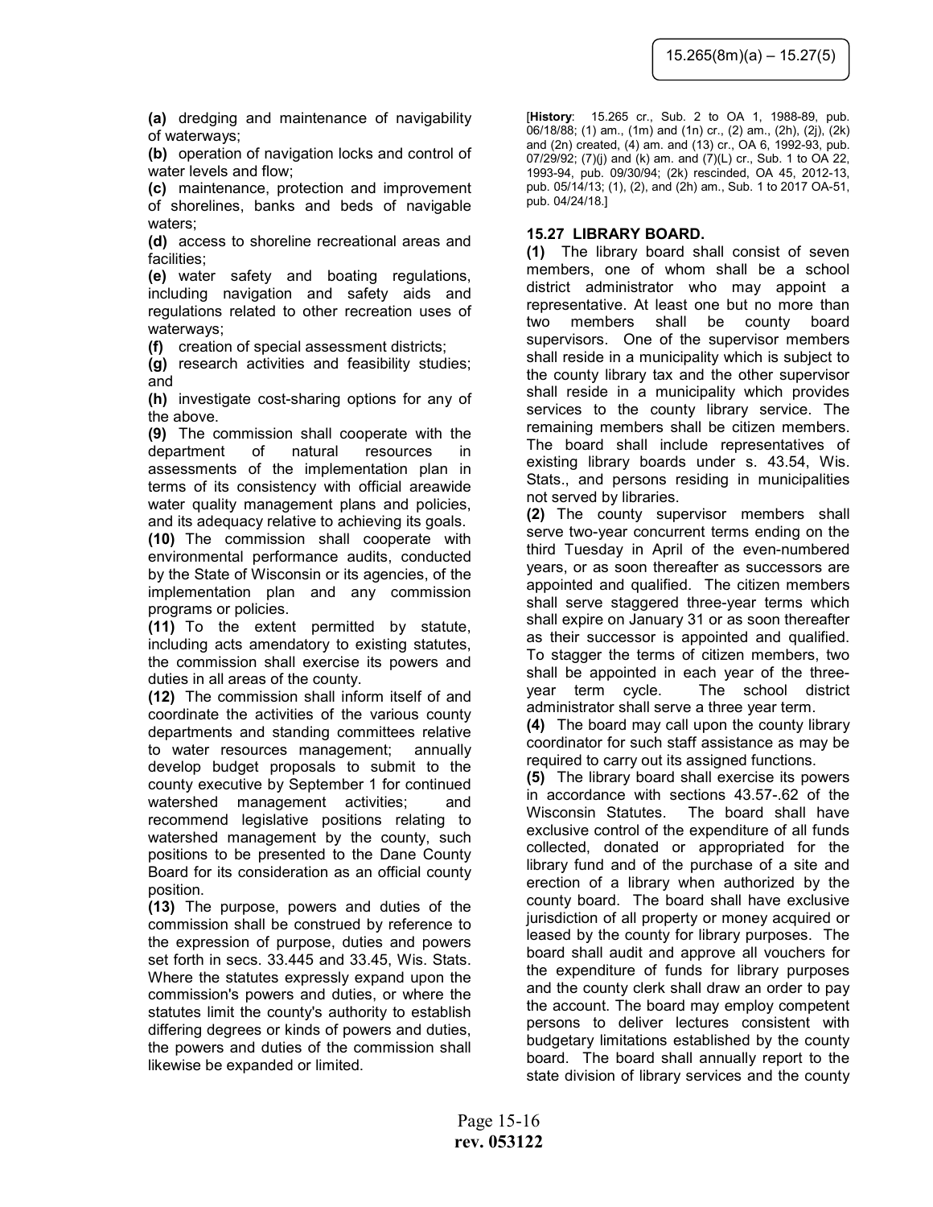**(a)** dredging and maintenance of navigability of waterways;

**(b)** operation of navigation locks and control of water levels and flow;

**(c)** maintenance, protection and improvement of shorelines, banks and beds of navigable waters;

**(d)** access to shoreline recreational areas and facilities;

**(e)** water safety and boating regulations, including navigation and safety aids and regulations related to other recreation uses of waterways;

**(f)** creation of special assessment districts;

**(g)** research activities and feasibility studies; and

**(h)** investigate cost-sharing options for any of the above.

**(9)** The commission shall cooperate with the department of natural resources in assessments of the implementation plan in terms of its consistency with official areawide water quality management plans and policies, and its adequacy relative to achieving its goals.

**(10)** The commission shall cooperate with environmental performance audits, conducted by the State of Wisconsin or its agencies, of the implementation plan and any commission programs or policies.

**(11)** To the extent permitted by statute, including acts amendatory to existing statutes, the commission shall exercise its powers and duties in all areas of the county.

**(12)** The commission shall inform itself of and coordinate the activities of the various county departments and standing committees relative to water resources management; annually develop budget proposals to submit to the county executive by September 1 for continued watershed management activities; and recommend legislative positions relating to watershed management by the county, such positions to be presented to the Dane County Board for its consideration as an official county position.

**(13)** The purpose, powers and duties of the commission shall be construed by reference to the expression of purpose, duties and powers set forth in secs. 33.445 and 33.45, Wis. Stats. Where the statutes expressly expand upon the commission's powers and duties, or where the statutes limit the county's authority to establish differing degrees or kinds of powers and duties, the powers and duties of the commission shall likewise be expanded or limited.

[**History**: 15.265 cr., Sub. 2 to OA 1, 1988-89, pub. 06/18/88; (1) am., (1m) and (1n) cr., (2) am., (2h), (2j), (2k) and (2n) created, (4) am. and (13) cr., OA 6, 1992-93, pub. 07/29/92; (7)(j) and (k) am. and (7)(L) cr., Sub. 1 to OA 22, 1993-94, pub. 09/30/94; (2k) rescinded, OA 45, 2012-13, pub. 05/14/13; (1), (2), and (2h) am., Sub. 1 to 2017 OA-51, pub. 04/24/18.]

### 15.27 LIBRARY BOARD.

**(1)** The library board shall consist of seven members, one of whom shall be a school district administrator who may appoint a representative. At least one but no more than two members shall be county board supervisors. One of the supervisor members shall reside in a municipality which is subject to the county library tax and the other supervisor shall reside in a municipality which provides services to the county library service. The remaining members shall be citizen members. The board shall include representatives of existing library boards under s. 43.54, Wis. Stats., and persons residing in municipalities not served by libraries.

**(2)** The county supervisor members shall serve two-year concurrent terms ending on the third Tuesday in April of the even-numbered years, or as soon thereafter as successors are appointed and qualified. The citizen members shall serve staggered three-year terms which shall expire on January 31 or as soon thereafter as their successor is appointed and qualified. To stagger the terms of citizen members, two shall be appointed in each year of the three-year term cycle. The school district administrator shall serve a three year term.

**(4)** The board may call upon the county library coordinator for such staff assistance as may be required to carry out its assigned functions.

**(5)** The library board shall exercise its powers in accordance with sections 43.57-.62 of the Wisconsin Statutes. The board shall have exclusive control of the expenditure of all funds collected, donated or appropriated for the library fund and of the purchase of a site and erection of a library when authorized by the county board. The board shall have exclusive jurisdiction of all property or money acquired or leased by the county for library purposes. The board shall audit and approve all vouchers for the expenditure of funds for library purposes and the county clerk shall draw an order to pay the account. The board may employ competent persons to deliver lectures consistent with budgetary limitations established by the county board. The board shall annually report to the state division of library services and the county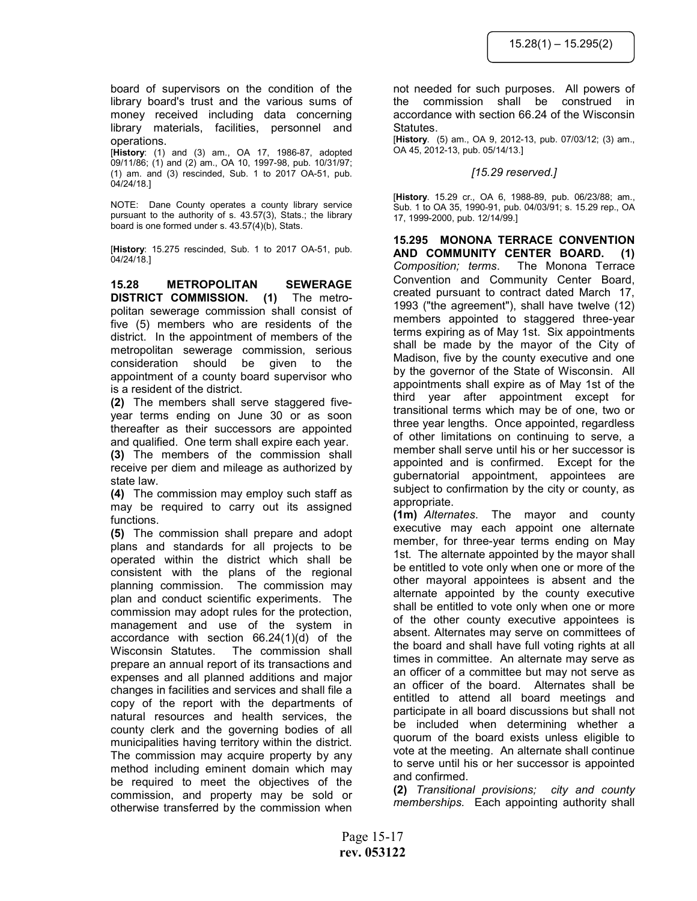board of supervisors on the condition of the library board's trust and the various sums of money received including data concerning library materials, facilities, personnel and operations.

[**History**: (1) and (3) am., OA 17, 1986-87, adopted 09/11/86; (1) and (2) am., OA 10, 1997-98, pub. 10/31/97; (1) am. and (3) rescinded, Sub. 1 to 2017 OA-51, pub. 04/24/18.]

NOTE: Dane County operates a county library service pursuant to the authority of s. 43.57(3), Stats.; the library board is one formed under s. 43.57(4)(b), Stats.

[**History**: 15.275 rescinded, Sub. 1 to 2017 OA-51, pub. 04/24/18.]

**15.28 METROPOLITAN SEWERAGE DISTRICT COMMISSION. (1)** The metropolitan sewerage commission shall consist of five (5) members who are residents of the district. In the appointment of members of the metropolitan sewerage commission, serious consideration should be given to the appointment of a county board supervisor who is a resident of the district.

**(2)** The members shall serve staggered five-year terms ending on June 30 or as soon thereafter as their successors are appointed and qualified. One term shall expire each year.

**(3)** The members of the commission shall receive per diem and mileage as authorized by state law.

**(4)** The commission may employ such staff as may be required to carry out its assigned functions.

**(5)** The commission shall prepare and adopt plans and standards for all projects to be operated within the district which shall be consistent with the plans of the regional planning commission. The commission may plan and conduct scientific experiments. The commission may adopt rules for the protection, management and use of the system in accordance with section 66.24(1)(d) of the Wisconsin Statutes. The commission shall prepare an annual report of its transactions and expenses and all planned additions and major changes in facilities and services and shall file a copy of the report with the departments of natural resources and health services, the county clerk and the governing bodies of all municipalities having territory within the district. The commission may acquire property by any method including eminent domain which may be required to meet the objectives of the commission, and property may be sold or otherwise transferred by the commission when not needed for such purposes. All powers of the commission shall be construed in accordance with section 66.24 of the Wisconsin Statutes.

[**History**. (5) am., OA 9, 2012-13, pub. 07/03/12; (3) am., OA 45, 2012-13, pub. 05/14/13.]

*[15.29 reserved.]*

[**History**. 15.29 cr., OA 6, 1988-89, pub. 06/23/88; am., Sub. 1 to OA 35, 1990-91, pub. 04/03/91; s. 15.29 rep., OA 17, 1999-2000, pub. 12/14/99.]

**15.295 MONONA TERRACE CONVENTION AND COMMUNITY CENTER BOARD. (1)** *Composition; terms*. The Monona Terrace Convention and Community Center Board, created pursuant to contract dated March 17, 1993 ("the agreement"), shall have twelve (12) members appointed to staggered three-year terms expiring as of May 1st. Six appointments shall be made by the mayor of the City of Madison, five by the county executive and one by the governor of the State of Wisconsin. All appointments shall expire as of May 1st of the third year after appointment except for transitional terms which may be of one, two or three year lengths. Once appointed, regardless of other limitations on continuing to serve, a member shall serve until his or her successor is appointed and is confirmed. Except for the gubernatorial appointment, appointees are subject to confirmation by the city or county, as appropriate.

**(1m)** *Alternates*. The mayor and county executive may each appoint one alternate member, for three-year terms ending on May 1st. The alternate appointed by the mayor shall be entitled to vote only when one or more of the other mayoral appointees is absent and the alternate appointed by the county executive shall be entitled to vote only when one or more of the other county executive appointees is absent. Alternates may serve on committees of the board and shall have full voting rights at all times in committee. An alternate may serve as an officer of a committee but may not serve as an officer of the board. Alternates shall be entitled to attend all board meetings and participate in all board discussions but shall not be included when determining whether a quorum of the board exists unless eligible to vote at the meeting. An alternate shall continue to serve until his or her successor is appointed and confirmed.

**(2)** *Transitional provisions; city and county memberships.* Each appointing authority shall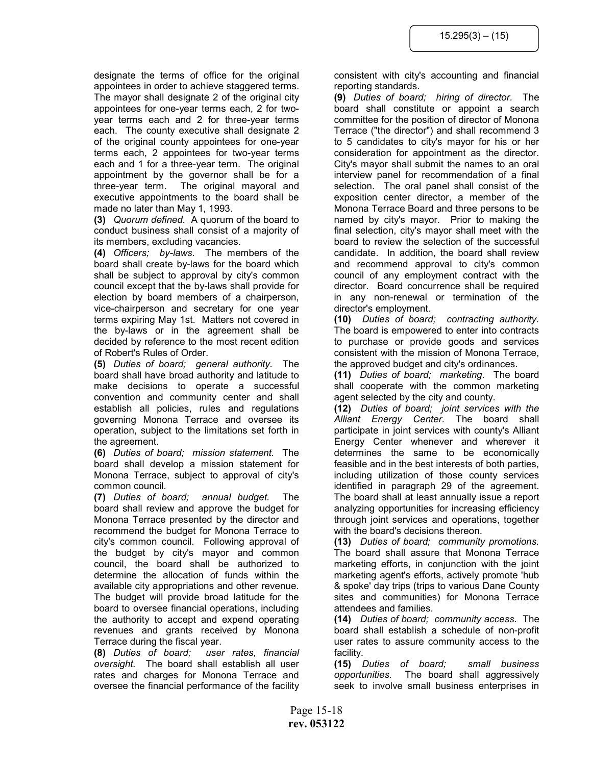designate the terms of office for the original appointees in order to achieve staggered terms. The mayor shall designate 2 of the original city appointees for one-year terms each, 2 for two-year terms each and 2 for three-year terms each. The county executive shall designate 2 of the original county appointees for one-year terms each, 2 appointees for two-year terms each and 1 for a three-year term. The original appointment by the governor shall be for a three-year term. The original mayoral and executive appointments to the board shall be made no later than May 1, 1993.

**(3)** *Quorum defined.* A quorum of the board to conduct business shall consist of a majority of its members, excluding vacancies.

**(4)** *Officers; by-laws.* The members of the board shall create by-laws for the board which shall be subject to approval by city's common council except that the by-laws shall provide for election by board members of a chairperson, vice-chairperson and secretary for one year terms expiring May 1st. Matters not covered in the by-laws or in the agreement shall be decided by reference to the most recent edition of Robert's Rules of Order.

**(5)** *Duties of board; general authority.* The board shall have broad authority and latitude to make decisions to operate a successful convention and community center and shall establish all policies, rules and regulations governing Monona Terrace and oversee its operation, subject to the limitations set forth in the agreement.

**(6)** *Duties of board; mission statement.* The board shall develop a mission statement for Monona Terrace, subject to approval of city's common council.

**(7)** *Duties of board; annual budget.* The board shall review and approve the budget for Monona Terrace presented by the director and recommend the budget for Monona Terrace to city's common council. Following approval of the budget by city's mayor and common council, the board shall be authorized to determine the allocation of funds within the available city appropriations and other revenue. The budget will provide broad latitude for the board to oversee financial operations, including the authority to accept and expend operating revenues and grants received by Monona Terrace during the fiscal year.

**(8)** *Duties of board; user rates, financial oversight.* The board shall establish all user rates and charges for Monona Terrace and oversee the financial performance of the facility consistent with city's accounting and financial reporting standards.

**(9)** *Duties of board; hiring of director.* The board shall constitute or appoint a search committee for the position of director of Monona Terrace ("the director") and shall recommend 3 to 5 candidates to city's mayor for his or her consideration for appointment as the director. City's mayor shall submit the names to an oral interview panel for recommendation of a final selection. The oral panel shall consist of the exposition center director, a member of the Monona Terrace Board and three persons to be named by city's mayor. Prior to making the final selection, city's mayor shall meet with the board to review the selection of the successful candidate. In addition, the board shall review and recommend approval to city's common council of any employment contract with the director. Board concurrence shall be required in any non-renewal or termination of the director's employment.

**(10)** *Duties of board; contracting authority.* The board is empowered to enter into contracts to purchase or provide goods and services consistent with the mission of Monona Terrace, the approved budget and city's ordinances.

**(11)** *Duties of board; marketing.* The board shall cooperate with the common marketing agent selected by the city and county.

**(12)** *Duties of board; joint services with the Alliant Energy Center.* The board shall participate in joint services with county's Alliant Energy Center whenever and wherever it determines the same to be economically feasible and in the best interests of both parties, including utilization of those county services identified in paragraph 29 of the agreement. The board shall at least annually issue a report analyzing opportunities for increasing efficiency through joint services and operations, together with the board's decisions thereon.

**(13)** *Duties of board; community promotions.* The board shall assure that Monona Terrace marketing efforts, in conjunction with the joint marketing agent's efforts, actively promote 'hub & spoke' day trips (trips to various Dane County sites and communities) for Monona Terrace attendees and families.

**(14)** *Duties of board; community access.* The board shall establish a schedule of non-profit user rates to assure community access to the facility.

**(15)** *Duties of board; small business opportunities.* The board shall aggressively seek to involve small business enterprises in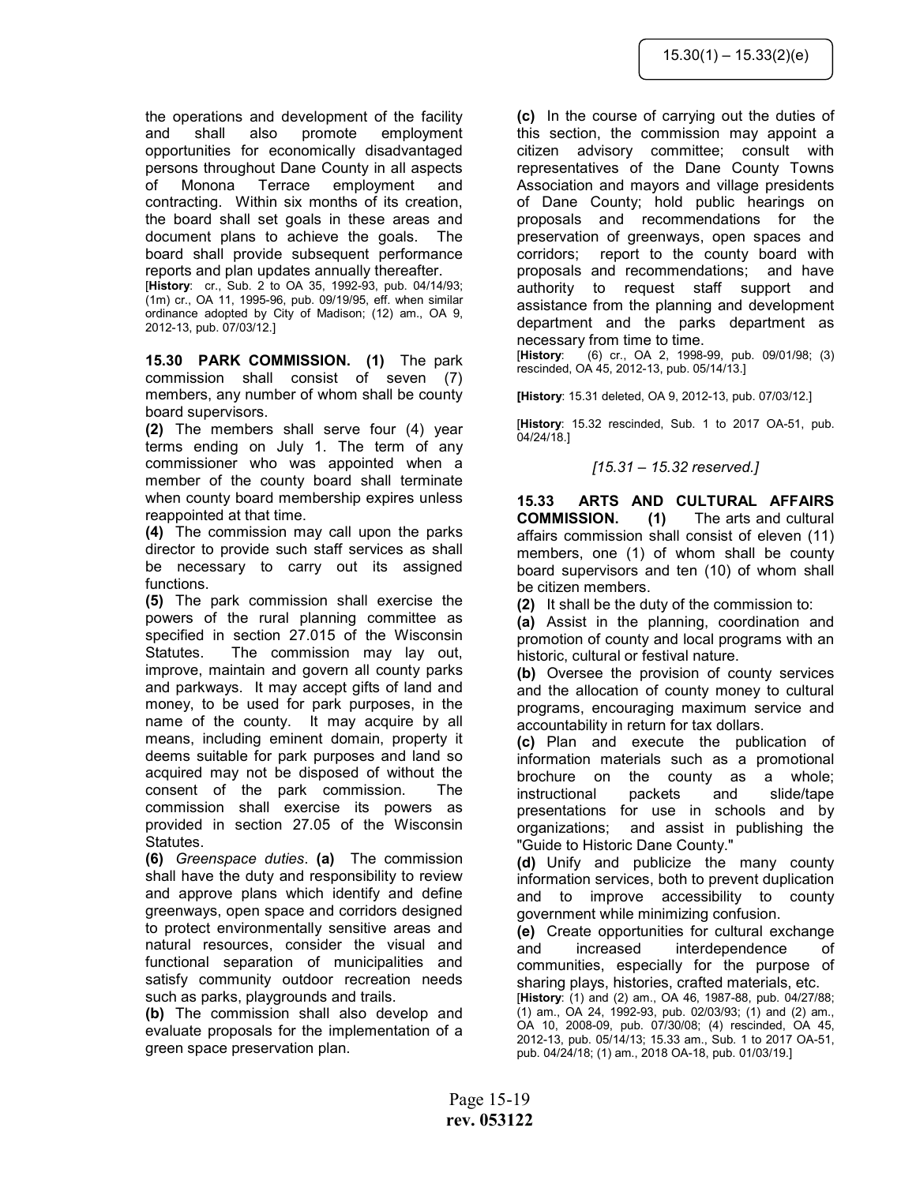the operations and development of the facility and shall also promote employment opportunities for economically disadvantaged persons throughout Dane County in all aspects of Monona Terrace employment and contracting. Within six months of its creation, the board shall set goals in these areas and document plans to achieve the goals. The board shall provide subsequent performance reports and plan updates annually thereafter.
[**History**: cr., Sub. 2 to OA 35, 1992-93, pub. 04/14/93; (1m) cr., OA 11, 1995-96, pub. 09/19/95, eff. when similar ordinance adopted by City of Madison; (12) am., OA 9, 2012-13, pub. 07/03/12.]

**15.30 PARK COMMISSION. (1)** The park commission shall consist of seven (7) members, any number of whom shall be county board supervisors.

**(2)** The members shall serve four (4) year terms ending on July 1. The term of any commissioner who was appointed when a member of the county board shall terminate when county board membership expires unless reappointed at that time.

**(4)** The commission may call upon the parks director to provide such staff services as shall be necessary to carry out its assigned functions.

**(5)** The park commission shall exercise the powers of the rural planning committee as specified in section 27.015 of the Wisconsin Statutes. The commission may lay out, improve, maintain and govern all county parks and parkways. It may accept gifts of land and money, to be used for park purposes, in the name of the county. It may acquire by all means, including eminent domain, property it deems suitable for park purposes and land so acquired may not be disposed of without the consent of the park commission. The commission shall exercise its powers as provided in section 27.05 of the Wisconsin Statutes.

**(6)** *Greenspace duties*. **(a)** The commission shall have the duty and responsibility to review and approve plans which identify and define greenways, open space and corridors designed to protect environmentally sensitive areas and natural resources, consider the visual and functional separation of municipalities and satisfy community outdoor recreation needs such as parks, playgrounds and trails.

**(b)** The commission shall also develop and evaluate proposals for the implementation of a green space preservation plan.

**(c)** In the course of carrying out the duties of this section, the commission may appoint a citizen advisory committee; consult with representatives of the Dane County Towns Association and mayors and village presidents of Dane County; hold public hearings on proposals and recommendations for the preservation of greenways, open spaces and corridors; report to the county board with proposals and recommendations; and have authority to request staff support and assistance from the planning and development department and the parks department as necessary from time to time.
[**History**: (6) cr., OA 2, 1998-99, pub. 09/01/98; (3) rescinded, OA 45, 2012-13, pub. 05/14/13.]

**[History**: 15.31 deleted, OA 9, 2012-13, pub. 07/03/12.]

[**History**: 15.32 rescinded, Sub. 1 to 2017 OA-51, pub. 04/24/18.]

*[15.31 – 15.32 reserved.]*

**15.33 ARTS AND CULTURAL AFFAIRS COMMISSION. (1)** The arts and cultural affairs commission shall consist of eleven (11) members, one (1) of whom shall be county board supervisors and ten (10) of whom shall be citizen members.

**(2)** It shall be the duty of the commission to:

**(a)** Assist in the planning, coordination and promotion of county and local programs with an historic, cultural or festival nature.

**(b)** Oversee the provision of county services and the allocation of county money to cultural programs, encouraging maximum service and accountability in return for tax dollars.

**(c)** Plan and execute the publication of information materials such as a promotional brochure on the county as a whole; instructional packets and slide/tape presentations for use in schools and by organizations; and assist in publishing the "Guide to Historic Dane County."

**(d)** Unify and publicize the many county information services, both to prevent duplication and to improve accessibility to county government while minimizing confusion.

**(e)** Create opportunities for cultural exchange and increased interdependence of communities, especially for the purpose of sharing plays, histories, crafted materials, etc.
[**History**: (1) and (2) am., OA 46, 1987-88, pub. 04/27/88; (1) am., OA 24, 1992-93, pub. 02/03/93; (1) and (2) am., OA 10, 2008-09, pub. 07/30/08; (4) rescinded, OA 45, 2012-13, pub. 05/14/13; 15.33 am., Sub. 1 to 2017 OA-51, pub. 04/24/18; (1) am., 2018 OA-18, pub. 01/03/19.]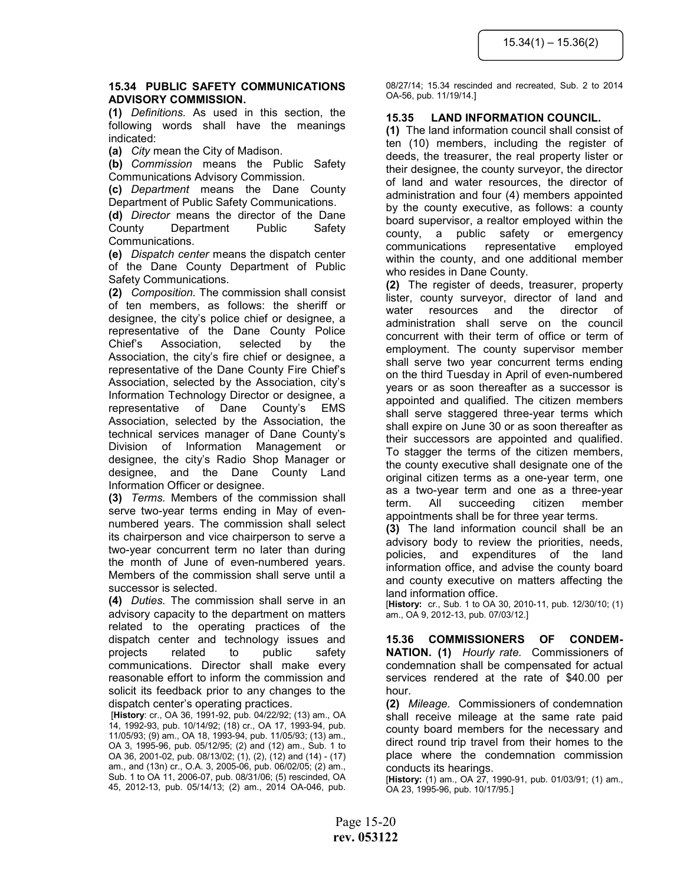**15.34 PUBLIC SAFETY COMMUNICATIONS ADVISORY COMMISSION.**

**(1)** *Definitions.* As used in this section, the following words shall have the meanings indicated:

**(a)** *City* mean the City of Madison.

**(b)** *Commission* means the Public Safety Communications Advisory Commission.

**(c)** *Department* means the Dane County Department of Public Safety Communications.

**(d)** *Director* means the director of the Dane County Department Public Safety Communications.

**(e)** *Dispatch center* means the dispatch center of the Dane County Department of Public Safety Communications.

**(2)** *Composition.* The commission shall consist of ten members, as follows: the sheriff or designee, the city's police chief or designee, a representative of the Dane County Police Chief's Association, selected by the Association, the city's fire chief or designee, a representative of the Dane County Fire Chief's Association, selected by the Association, city's Information Technology Director or designee, a representative of Dane County's EMS Association, selected by the Association, the technical services manager of Dane County's Division of Information Management or designee, the city's Radio Shop Manager or designee, and the Dane County Land Information Officer or designee.

**(3)** *Terms.* Members of the commission shall serve two-year terms ending in May of even-numbered years. The commission shall select its chairperson and vice chairperson to serve a two-year concurrent term no later than during the month of June of even-numbered years. Members of the commission shall serve until a successor is selected.

**(4)** *Duties.* The commission shall serve in an advisory capacity to the department on matters related to the operating practices of the dispatch center and technology issues and projects related to public safety communications. Director shall make every reasonable effort to inform the commission and solicit its feedback prior to any changes to the dispatch center's operating practices.

[**History**: cr., OA 36, 1991-92, pub. 04/22/92; (13) am., OA 14, 1992-93, pub. 10/14/92; (18) cr., OA 17, 1993-94, pub. 11/05/93; (9) am., OA 18, 1993-94, pub. 11/05/93; (13) am., OA 3, 1995-96, pub. 05/12/95; (2) and (12) am., Sub. 1 to OA 36, 2001-02, pub. 08/13/02; (1), (2), (12) and (14) - (17) am., and (13n) cr., O.A. 3, 2005-06, pub. 06/02/05; (2) am., Sub. 1 to OA 11, 2006-07, pub. 08/31/06; (5) rescinded, OA 45, 2012-13, pub. 05/14/13; (2) am., 2014 OA-046, pub. 08/27/14; 15.34 rescinded and recreated, Sub. 2 to 2014 OA-56, pub. 11/19/14.]

**15.35 LAND INFORMATION COUNCIL.**

**(1)** The land information council shall consist of ten (10) members, including the register of deeds, the treasurer, the real property lister or their designee, the county surveyor, the director of land and water resources, the director of administration and four (4) members appointed by the county executive, as follows: a county board supervisor, a realtor employed within the county, a public safety or emergency communications representative employed within the county, and one additional member who resides in Dane County.

**(2)** The register of deeds, treasurer, property lister, county surveyor, director of land and water resources and the director of administration shall serve on the council concurrent with their term of office or term of employment. The county supervisor member shall serve two year concurrent terms ending on the third Tuesday in April of even-numbered years or as soon thereafter as a successor is appointed and qualified. The citizen members shall serve staggered three-year terms which shall expire on June 30 or as soon thereafter as their successors are appointed and qualified. To stagger the terms of the citizen members, the county executive shall designate one of the original citizen terms as a one-year term, one as a two-year term and one as a three-year term. All succeeding citizen member appointments shall be for three year terms.

**(3)** The land information council shall be an advisory body to review the priorities, needs, policies, and expenditures of the land information office, and advise the county board and county executive on matters affecting the land information office.

[**History:** cr., Sub. 1 to OA 30, 2010-11, pub. 12/30/10; (1) am., OA 9, 2012-13, pub. 07/03/12.]

**15.36 COMMISSIONERS OF CONDEMNATION.** **(1)** *Hourly rate.* Commissioners of condemnation shall be compensated for actual services rendered at the rate of $40.00 per hour.

**(2)** *Mileage.* Commissioners of condemnation shall receive mileage at the same rate paid county board members for the necessary and direct round trip travel from their homes to the place where the condemnation commission conducts its hearings.

[**History:** (1) am., OA 27, 1990-91, pub. 01/03/91; (1) am., OA 23, 1995-96, pub. 10/17/95.]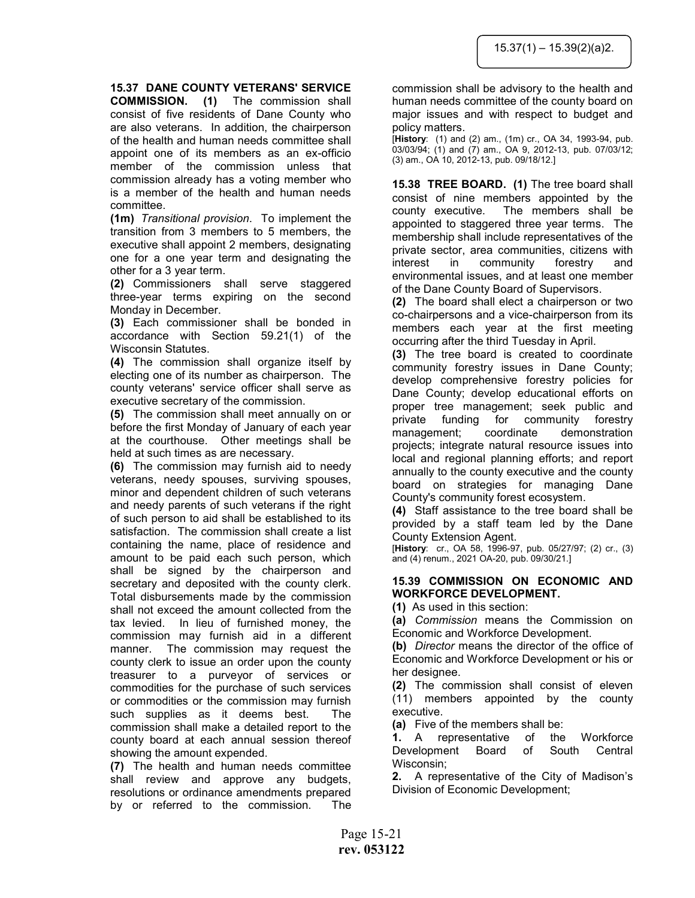**15.37 DANE COUNTY VETERANS' SERVICE COMMISSION. (1)** The commission shall consist of five residents of Dane County who are also veterans. In addition, the chairperson of the health and human needs committee shall appoint one of its members as an ex-officio member of the commission unless that commission already has a voting member who is a member of the health and human needs committee.

**(1m)** *Transitional provision*. To implement the transition from 3 members to 5 members, the executive shall appoint 2 members, designating one for a one year term and designating the other for a 3 year term.

**(2)** Commissioners shall serve staggered three-year terms expiring on the second Monday in December.

**(3)** Each commissioner shall be bonded in accordance with Section 59.21(1) of the Wisconsin Statutes.

**(4)** The commission shall organize itself by electing one of its number as chairperson. The county veterans' service officer shall serve as executive secretary of the commission.

**(5)** The commission shall meet annually on or before the first Monday of January of each year at the courthouse. Other meetings shall be held at such times as are necessary.

**(6)** The commission may furnish aid to needy veterans, needy spouses, surviving spouses, minor and dependent children of such veterans and needy parents of such veterans if the right of such person to aid shall be established to its satisfaction. The commission shall create a list containing the name, place of residence and amount to be paid each such person, which shall be signed by the chairperson and secretary and deposited with the county clerk. Total disbursements made by the commission shall not exceed the amount collected from the tax levied. In lieu of furnished money, the commission may furnish aid in a different manner. The commission may request the county clerk to issue an order upon the county treasurer to a purveyor of services or commodities for the purchase of such services or commodities or the commission may furnish such supplies as it deems best. The commission shall make a detailed report to the county board at each annual session thereof showing the amount expended.

**(7)** The health and human needs committee shall review and approve any budgets, resolutions or ordinance amendments prepared by or referred to the commission. The commission shall be advisory to the health and human needs committee of the county board on major issues and with respect to budget and policy matters.

[**History**: (1) and (2) am., (1m) cr., OA 34, 1993-94, pub. 03/03/94; (1) and (7) am., OA 9, 2012-13, pub. 07/03/12; (3) am., OA 10, 2012-13, pub. 09/18/12.]

**15.38 TREE BOARD. (1)** The tree board shall consist of nine members appointed by the county executive. The members shall be appointed to staggered three year terms. The membership shall include representatives of the private sector, area communities, citizens with interest in community forestry and environmental issues, and at least one member of the Dane County Board of Supervisors.

**(2)** The board shall elect a chairperson or two co-chairpersons and a vice-chairperson from its members each year at the first meeting occurring after the third Tuesday in April.

**(3)** The tree board is created to coordinate community forestry issues in Dane County; develop comprehensive forestry policies for Dane County; develop educational efforts on proper tree management; seek public and private funding for community forestry management; coordinate demonstration projects; integrate natural resource issues into local and regional planning efforts; and report annually to the county executive and the county board on strategies for managing Dane County's community forest ecosystem.

**(4)** Staff assistance to the tree board shall be provided by a staff team led by the Dane County Extension Agent.

[**History**: cr., OA 58, 1996-97, pub. 05/27/97; (2) cr., (3) and (4) renum., 2021 OA-20, pub. 09/30/21.]

**15.39 COMMISSION ON ECONOMIC AND WORKFORCE DEVELOPMENT.**

**(1)** As used in this section:

**(a)** *Commission* means the Commission on Economic and Workforce Development.

**(b)** *Director* means the director of the office of Economic and Workforce Development or his or her designee.

**(2)** The commission shall consist of eleven (11) members appointed by the county executive.

**(a)** Five of the members shall be:

**1.** A representative of the Workforce Development Board of South Central Wisconsin;

**2.** A representative of the City of Madison's Division of Economic Development;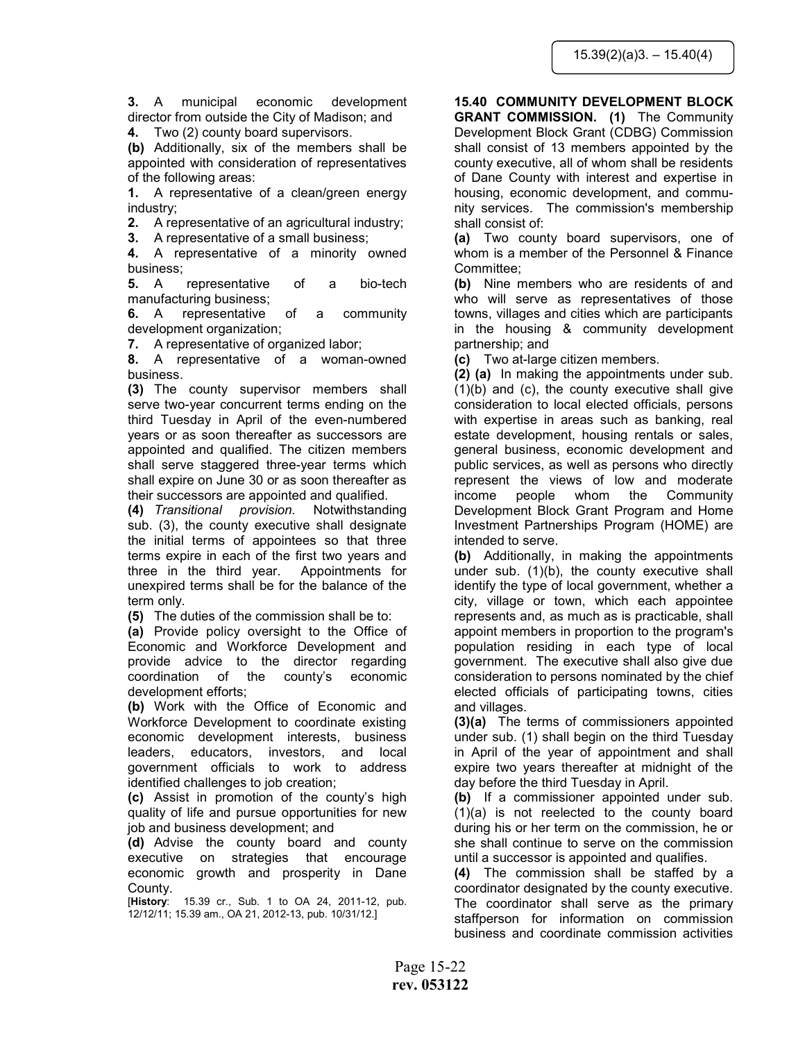**3.** A municipal economic development director from outside the City of Madison; and

**4.** Two (2) county board supervisors.

**(b)** Additionally, six of the members shall be appointed with consideration of representatives of the following areas:

**1.** A representative of a clean/green energy industry;

**2.** A representative of an agricultural industry;

**3.** A representative of a small business;

**4.** A representative of a minority owned business;

**5.** A representative of a bio-tech manufacturing business;

**6.** A representative of a community development organization;

**7.** A representative of organized labor;

**8.** A representative of a woman-owned business.

**(3)** The county supervisor members shall serve two-year concurrent terms ending on the third Tuesday in April of the even-numbered years or as soon thereafter as successors are appointed and qualified. The citizen members shall serve staggered three-year terms which shall expire on June 30 or as soon thereafter as their successors are appointed and qualified.

**(4)** *Transitional provision.* Notwithstanding sub. (3), the county executive shall designate the initial terms of appointees so that three terms expire in each of the first two years and three in the third year. Appointments for unexpired terms shall be for the balance of the term only.

**(5)** The duties of the commission shall be to:

**(a)** Provide policy oversight to the Office of Economic and Workforce Development and provide advice to the director regarding coordination of the county's economic development efforts;

**(b)** Work with the Office of Economic and Workforce Development to coordinate existing economic development interests, business leaders, educators, investors, and local government officials to work to address identified challenges to job creation;

**(c)** Assist in promotion of the county's high quality of life and pursue opportunities for new job and business development; and

**(d)** Advise the county board and county executive on strategies that encourage economic growth and prosperity in Dane County.

[**History**: 15.39 cr., Sub. 1 to OA 24, 2011-12, pub. 12/12/11; 15.39 am., OA 21, 2012-13, pub. 10/31/12.]

**15.40 COMMUNITY DEVELOPMENT BLOCK GRANT COMMISSION. (1)** The Community Development Block Grant (CDBG) Commission shall consist of 13 members appointed by the county executive, all of whom shall be residents of Dane County with interest and expertise in housing, economic development, and community services. The commission's membership shall consist of:

**(a)** Two county board supervisors, one of whom is a member of the Personnel & Finance Committee;

**(b)** Nine members who are residents of and who will serve as representatives of those towns, villages and cities which are participants in the housing & community development partnership; and

**(c)** Two at-large citizen members.

**(2) (a)** In making the appointments under sub. (1)(b) and (c), the county executive shall give consideration to local elected officials, persons with expertise in areas such as banking, real estate development, housing rentals or sales, general business, economic development and public services, as well as persons who directly represent the views of low and moderate income people whom the Community Development Block Grant Program and Home Investment Partnerships Program (HOME) are intended to serve.

**(b)** Additionally, in making the appointments under sub. (1)(b), the county executive shall identify the type of local government, whether a city, village or town, which each appointee represents and, as much as is practicable, shall appoint members in proportion to the program's population residing in each type of local government. The executive shall also give due consideration to persons nominated by the chief elected officials of participating towns, cities and villages.

**(3)(a)** The terms of commissioners appointed under sub. (1) shall begin on the third Tuesday in April of the year of appointment and shall expire two years thereafter at midnight of the day before the third Tuesday in April.

**(b)** If a commissioner appointed under sub. (1)(a) is not reelected to the county board during his or her term on the commission, he or she shall continue to serve on the commission until a successor is appointed and qualifies.

**(4)** The commission shall be staffed by a coordinator designated by the county executive. The coordinator shall serve as the primary staffperson for information on commission business and coordinate commission activities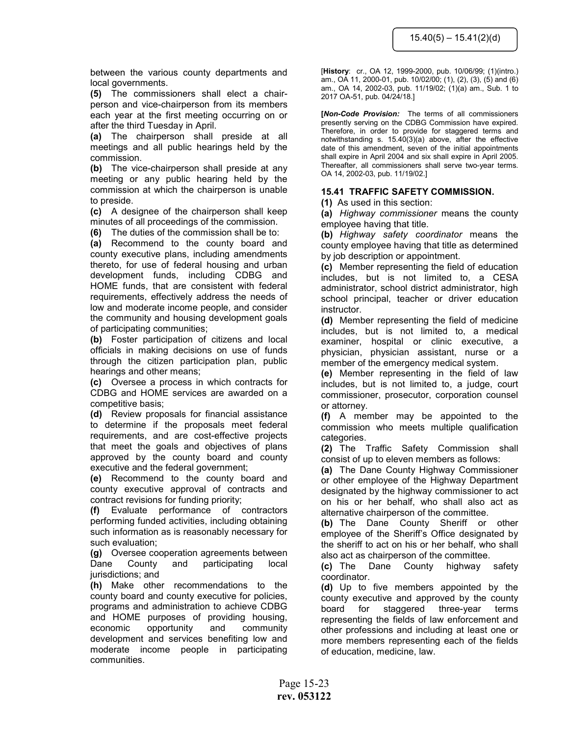between the various county departments and local governments.

**(5)** The commissioners shall elect a chairperson and vice-chairperson from its members each year at the first meeting occurring on or after the third Tuesday in April.

**(a)** The chairperson shall preside at all meetings and all public hearings held by the commission.

**(b)** The vice-chairperson shall preside at any meeting or any public hearing held by the commission at which the chairperson is unable to preside.

**(c)** A designee of the chairperson shall keep minutes of all proceedings of the commission.

**(6)** The duties of the commission shall be to:

**(a)** Recommend to the county board and county executive plans, including amendments thereto, for use of federal housing and urban development funds, including CDBG and HOME funds, that are consistent with federal requirements, effectively address the needs of low and moderate income people, and consider the community and housing development goals of participating communities;

**(b)** Foster participation of citizens and local officials in making decisions on use of funds through the citizen participation plan, public hearings and other means;

**(c)** Oversee a process in which contracts for CDBG and HOME services are awarded on a competitive basis;

**(d)** Review proposals for financial assistance to determine if the proposals meet federal requirements, and are cost-effective projects that meet the goals and objectives of plans approved by the county board and county executive and the federal government;

**(e)** Recommend to the county board and county executive approval of contracts and contract revisions for funding priority;

**(f)** Evaluate performance of contractors performing funded activities, including obtaining such information as is reasonably necessary for such evaluation;

**(g)** Oversee cooperation agreements between Dane County and participating local jurisdictions; and

**(h)** Make other recommendations to the county board and county executive for policies, programs and administration to achieve CDBG and HOME purposes of providing housing, economic opportunity and community development and services benefiting low and moderate income people in participating communities.

[**History**: cr., OA 12, 1999-2000, pub. 10/06/99; (1)(intro.) am., OA 11, 2000-01, pub. 10/02/00; (1), (2), (3), (5) and (6) am., OA 14, 2002-03, pub. 11/19/02; (1)(a) am., Sub. 1 to 2017 OA-51, pub. 04/24/18.]

[***Non-Code Provision:*** The terms of all commissioners presently serving on the CDBG Commission have expired. Therefore, in order to provide for staggered terms and notwithstanding s. 15.40(3)(a) above, after the effective date of this amendment, seven of the initial appointments shall expire in April 2004 and six shall expire in April 2005. Thereafter, all commissioners shall serve two-year terms. OA 14, 2002-03, pub. 11/19/02.]

### 15.41 TRAFFIC SAFETY COMMISSION.

**(1)** As used in this section:

**(a)** *Highway commissioner* means the county employee having that title.

**(b)** *Highway safety coordinator* means the county employee having that title as determined by job description or appointment.

**(c)** Member representing the field of education includes, but is not limited to, a CESA administrator, school district administrator, high school principal, teacher or driver education instructor.

**(d)** Member representing the field of medicine includes, but is not limited to, a medical examiner, hospital or clinic executive, a physician, physician assistant, nurse or a member of the emergency medical system.

**(e)** Member representing in the field of law includes, but is not limited to, a judge, court commissioner, prosecutor, corporation counsel or attorney.

**(f)** A member may be appointed to the commission who meets multiple qualification categories.

**(2)** The Traffic Safety Commission shall consist of up to eleven members as follows:

**(a)** The Dane County Highway Commissioner or other employee of the Highway Department designated by the highway commissioner to act on his or her behalf, who shall also act as alternative chairperson of the committee.

**(b)** The Dane County Sheriff or other employee of the Sheriff's Office designated by the sheriff to act on his or her behalf, who shall also act as chairperson of the committee.

**(c)** The Dane County highway safety coordinator.

**(d)** Up to five members appointed by the county executive and approved by the county board for staggered three-year terms representing the fields of law enforcement and other professions and including at least one or more members representing each of the fields of education, medicine, law.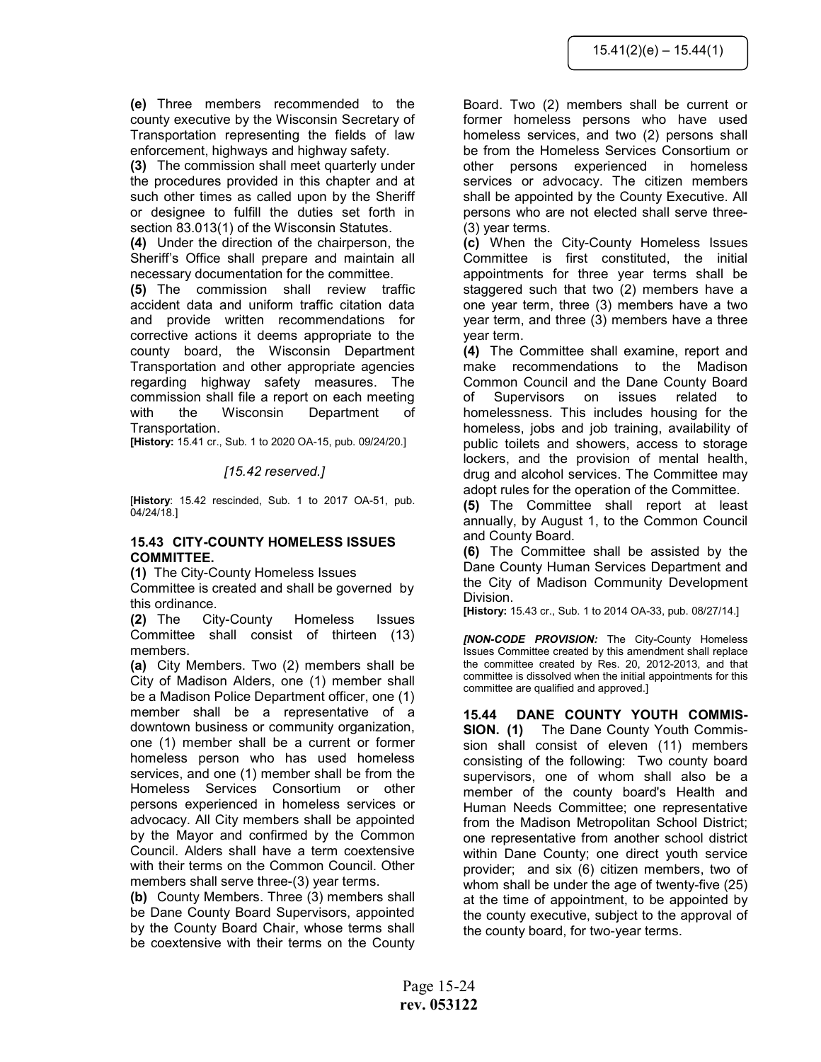**(e)** Three members recommended to the county executive by the Wisconsin Secretary of Transportation representing the fields of law enforcement, highways and highway safety.

**(3)** The commission shall meet quarterly under the procedures provided in this chapter and at such other times as called upon by the Sheriff or designee to fulfill the duties set forth in section 83.013(1) of the Wisconsin Statutes.

**(4)** Under the direction of the chairperson, the Sheriff's Office shall prepare and maintain all necessary documentation for the committee.

**(5)** The commission shall review traffic accident data and uniform traffic citation data and provide written recommendations for corrective actions it deems appropriate to the county board, the Wisconsin Department Transportation and other appropriate agencies regarding highway safety measures. The commission shall file a report on each meeting with the Wisconsin Department of Transportation.

**[History:** 15.41 cr., Sub. 1 to 2020 OA-15, pub. 09/24/20.]

*[15.42 reserved.]*

[**History**: 15.42 rescinded, Sub. 1 to 2017 OA-51, pub. 04/24/18.]

### 15.43 CITY-COUNTY HOMELESS ISSUES COMMITTEE.

**(1)** The City-County Homeless Issues Committee is created and shall be governed by this ordinance.

**(2)** The City-County Homeless Issues Committee shall consist of thirteen (13) members.

**(a)** City Members. Two (2) members shall be City of Madison Alders, one (1) member shall be a Madison Police Department officer, one (1) member shall be a representative of a downtown business or community organization, one (1) member shall be a current or former homeless person who has used homeless services, and one (1) member shall be from the Homeless Services Consortium or other persons experienced in homeless services or advocacy. All City members shall be appointed by the Mayor and confirmed by the Common Council. Alders shall have a term coextensive with their terms on the Common Council. Other members shall serve three-(3) year terms.

**(b)** County Members. Three (3) members shall be Dane County Board Supervisors, appointed by the County Board Chair, whose terms shall be coextensive with their terms on the County Board. Two (2) members shall be current or former homeless persons who have used homeless services, and two (2) persons shall be from the Homeless Services Consortium or other persons experienced in homeless services or advocacy. The citizen members shall be appointed by the County Executive. All persons who are not elected shall serve three-(3) year terms.

**(c)** When the City-County Homeless Issues Committee is first constituted, the initial appointments for three year terms shall be staggered such that two (2) members have a one year term, three (3) members have a two year term, and three (3) members have a three year term.

**(4)** The Committee shall examine, report and make recommendations to the Madison Common Council and the Dane County Board of Supervisors on issues related to homelessness. This includes housing for the homeless, jobs and job training, availability of public toilets and showers, access to storage lockers, and the provision of mental health, drug and alcohol services. The Committee may adopt rules for the operation of the Committee.

**(5)** The Committee shall report at least annually, by August 1, to the Common Council and County Board.

**(6)** The Committee shall be assisted by the Dane County Human Services Department and the City of Madison Community Development Division.

**[History:** 15.43 cr., Sub. 1 to 2014 OA-33, pub. 08/27/14.]

***[NON-CODE PROVISION:*** The City-County Homeless Issues Committee created by this amendment shall replace the committee created by Res. 20, 2012-2013, and that committee is dissolved when the initial appointments for this committee are qualified and approved.]

**15.44 DANE COUNTY YOUTH COMMISSION. (1)** The Dane County Youth Commission shall consist of eleven (11) members consisting of the following: Two county board supervisors, one of whom shall also be a member of the county board's Health and Human Needs Committee; one representative from the Madison Metropolitan School District; one representative from another school district within Dane County; one direct youth service provider; and six (6) citizen members, two of whom shall be under the age of twenty-five (25) at the time of appointment, to be appointed by the county executive, subject to the approval of the county board, for two-year terms.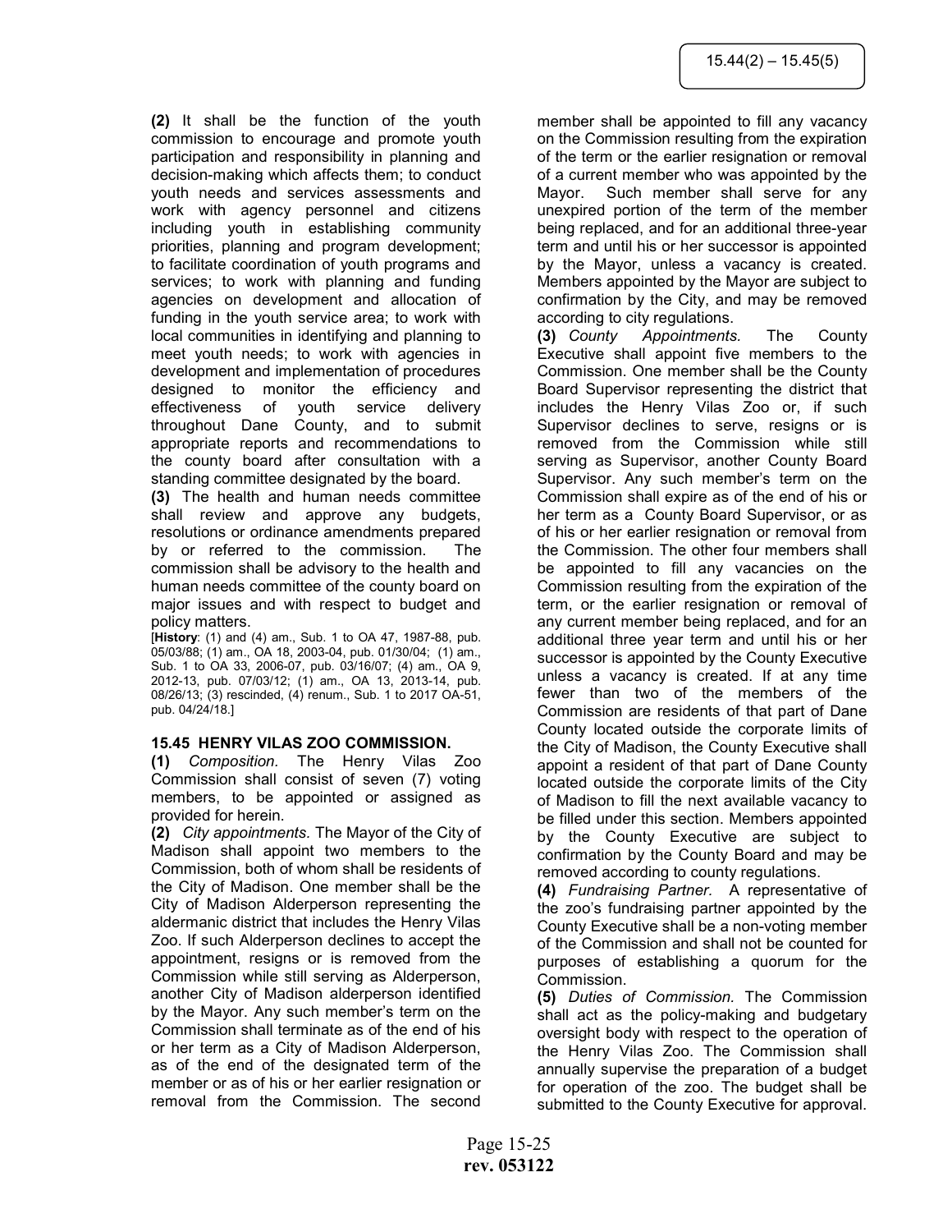**(2)** It shall be the function of the youth commission to encourage and promote youth participation and responsibility in planning and decision-making which affects them; to conduct youth needs and services assessments and work with agency personnel and citizens including youth in establishing community priorities, planning and program development; to facilitate coordination of youth programs and services; to work with planning and funding agencies on development and allocation of funding in the youth service area; to work with local communities in identifying and planning to meet youth needs; to work with agencies in development and implementation of procedures designed to monitor the efficiency and effectiveness of youth service delivery throughout Dane County, and to submit appropriate reports and recommendations to the county board after consultation with a standing committee designated by the board.

**(3)** The health and human needs committee shall review and approve any budgets, resolutions or ordinance amendments prepared by or referred to the commission. The commission shall be advisory to the health and human needs committee of the county board on major issues and with respect to budget and policy matters.

[**History**: (1) and (4) am., Sub. 1 to OA 47, 1987-88, pub. 05/03/88; (1) am., OA 18, 2003-04, pub. 01/30/04; (1) am., Sub. 1 to OA 33, 2006-07, pub. 03/16/07; (4) am., OA 9, 2012-13, pub. 07/03/12; (1) am., OA 13, 2013-14, pub. 08/26/13; (3) rescinded, (4) renum., Sub. 1 to 2017 OA-51, pub. 04/24/18.]

### 15.45 HENRY VILAS ZOO COMMISSION.

**(1)** *Composition.* The Henry Vilas Zoo Commission shall consist of seven (7) voting members, to be appointed or assigned as provided for herein.

**(2)** *City appointments.* The Mayor of the City of Madison shall appoint two members to the Commission, both of whom shall be residents of the City of Madison. One member shall be the City of Madison Alderperson representing the aldermanic district that includes the Henry Vilas Zoo. If such Alderperson declines to accept the appointment, resigns or is removed from the Commission while still serving as Alderperson, another City of Madison alderperson identified by the Mayor. Any such member's term on the Commission shall terminate as of the end of his or her term as a City of Madison Alderperson, as of the end of the designated term of the member or as of his or her earlier resignation or removal from the Commission. The second member shall be appointed to fill any vacancy on the Commission resulting from the expiration of the term or the earlier resignation or removal of a current member who was appointed by the Mayor. Such member shall serve for any unexpired portion of the term of the member being replaced, and for an additional three-year term and until his or her successor is appointed by the Mayor, unless a vacancy is created. Members appointed by the Mayor are subject to confirmation by the City, and may be removed according to city regulations.

**(3)** *County Appointments.* The County Executive shall appoint five members to the Commission. One member shall be the County Board Supervisor representing the district that includes the Henry Vilas Zoo or, if such Supervisor declines to serve, resigns or is removed from the Commission while still serving as Supervisor, another County Board Supervisor. Any such member's term on the Commission shall expire as of the end of his or her term as a County Board Supervisor, or as of his or her earlier resignation or removal from the Commission. The other four members shall be appointed to fill any vacancies on the Commission resulting from the expiration of the term, or the earlier resignation or removal of any current member being replaced, and for an additional three year term and until his or her successor is appointed by the County Executive unless a vacancy is created. If at any time fewer than two of the members of the Commission are residents of that part of Dane County located outside the corporate limits of the City of Madison, the County Executive shall appoint a resident of that part of Dane County located outside the corporate limits of the City of Madison to fill the next available vacancy to be filled under this section. Members appointed by the County Executive are subject to confirmation by the County Board and may be removed according to county regulations.

**(4)** *Fundraising Partner.* A representative of the zoo's fundraising partner appointed by the County Executive shall be a non-voting member of the Commission and shall not be counted for purposes of establishing a quorum for the Commission.

**(5)** *Duties of Commission.* The Commission shall act as the policy-making and budgetary oversight body with respect to the operation of the Henry Vilas Zoo. The Commission shall annually supervise the preparation of a budget for operation of the zoo. The budget shall be submitted to the County Executive for approval.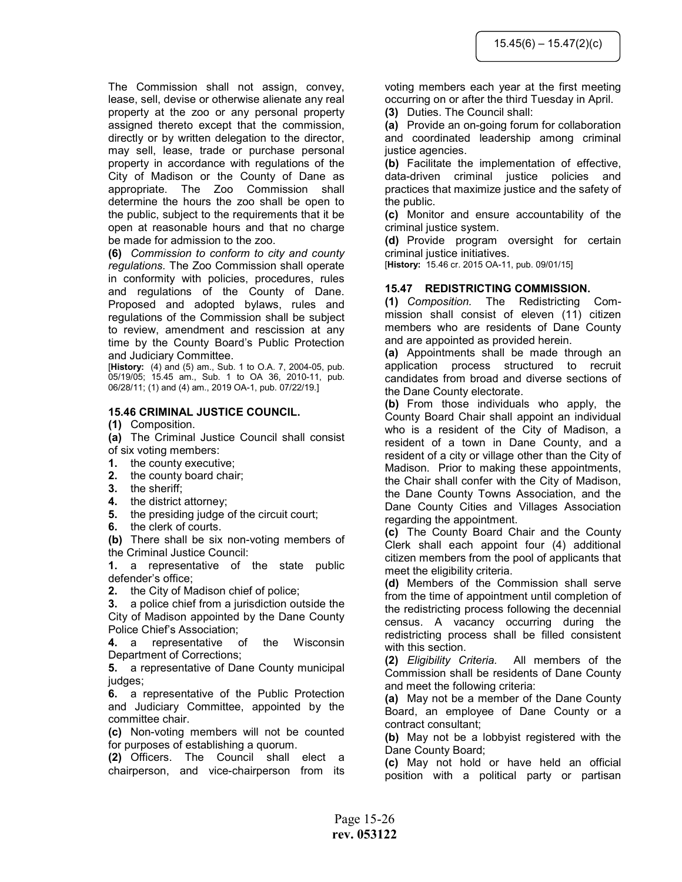The Commission shall not assign, convey, lease, sell, devise or otherwise alienate any real property at the zoo or any personal property assigned thereto except that the commission, directly or by written delegation to the director, may sell, lease, trade or purchase personal property in accordance with regulations of the City of Madison or the County of Dane as appropriate. The Zoo Commission shall determine the hours the zoo shall be open to the public, subject to the requirements that it be open at reasonable hours and that no charge be made for admission to the zoo.

**(6)** *Commission to conform to city and county regulations.* The Zoo Commission shall operate in conformity with policies, procedures, rules and regulations of the County of Dane. Proposed and adopted bylaws, rules and regulations of the Commission shall be subject to review, amendment and rescission at any time by the County Board's Public Protection and Judiciary Committee.

[**History:** (4) and (5) am., Sub. 1 to O.A. 7, 2004-05, pub. 05/19/05; 15.45 am., Sub. 1 to OA 36, 2010-11, pub. 06/28/11; (1) and (4) am., 2019 OA-1, pub. 07/22/19.]

### 15.46 CRIMINAL JUSTICE COUNCIL.

**(1)** Composition.

**(a)** The Criminal Justice Council shall consist of six voting members:

**1.** the county executive;
**2.** the county board chair;
**3.** the sheriff;
**4.** the district attorney;
**5.** the presiding judge of the circuit court;
**6.** the clerk of courts.

**(b)** There shall be six non-voting members of the Criminal Justice Council:

**1.** a representative of the state public defender's office;
**2.** the City of Madison chief of police;
**3.** a police chief from a jurisdiction outside the City of Madison appointed by the Dane County Police Chief's Association;
**4.** a representative of the Wisconsin Department of Corrections;
**5.** a representative of Dane County municipal judges;
**6.** a representative of the Public Protection and Judiciary Committee, appointed by the committee chair.

**(c)** Non-voting members will not be counted for purposes of establishing a quorum.

**(2)** Officers. The Council shall elect a chairperson, and vice-chairperson from its voting members each year at the first meeting occurring on or after the third Tuesday in April.

**(3)** Duties. The Council shall:

**(a)** Provide an on-going forum for collaboration and coordinated leadership among criminal justice agencies.

**(b)** Facilitate the implementation of effective, data-driven criminal justice policies and practices that maximize justice and the safety of the public.

**(c)** Monitor and ensure accountability of the criminal justice system.

**(d)** Provide program oversight for certain criminal justice initiatives.

[**History:** 15.46 cr. 2015 OA-11, pub. 09/01/15]

### 15.47 REDISTRICTING COMMISSION.

**(1)** *Composition.* The Redistricting Commission shall consist of eleven (11) citizen members who are residents of Dane County and are appointed as provided herein.

**(a)** Appointments shall be made through an application process structured to recruit candidates from broad and diverse sections of the Dane County electorate.

**(b)** From those individuals who apply, the County Board Chair shall appoint an individual who is a resident of the City of Madison, a resident of a town in Dane County, and a resident of a city or village other than the City of Madison. Prior to making these appointments, the Chair shall confer with the City of Madison, the Dane County Towns Association, and the Dane County Cities and Villages Association regarding the appointment.

**(c)** The County Board Chair and the County Clerk shall each appoint four (4) additional citizen members from the pool of applicants that meet the eligibility criteria.

**(d)** Members of the Commission shall serve from the time of appointment until completion of the redistricting process following the decennial census. A vacancy occurring during the redistricting process shall be filled consistent with this section.

**(2)** *Eligibility Criteria.* All members of the Commission shall be residents of Dane County and meet the following criteria:

**(a)** May not be a member of the Dane County Board, an employee of Dane County or a contract consultant;

**(b)** May not be a lobbyist registered with the Dane County Board;

**(c)** May not hold or have held an official position with a political party or partisan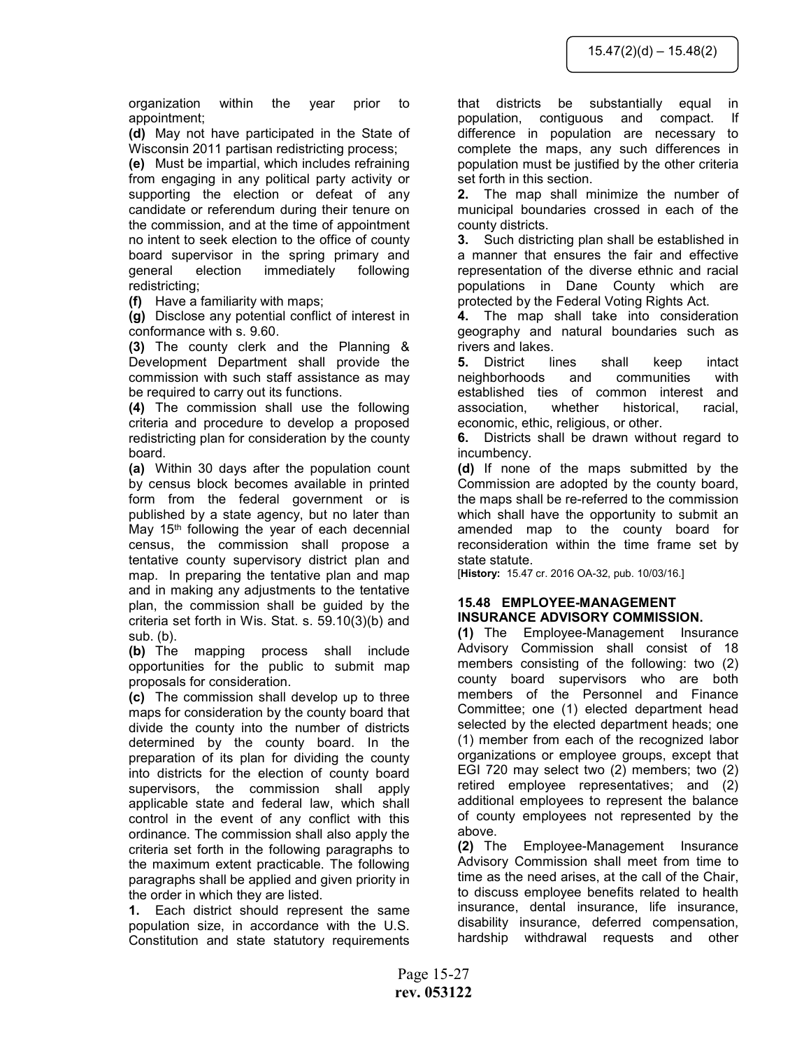organization within the year prior to appointment;

**(d)** May not have participated in the State of Wisconsin 2011 partisan redistricting process;

**(e)** Must be impartial, which includes refraining from engaging in any political party activity or supporting the election or defeat of any candidate or referendum during their tenure on the commission, and at the time of appointment no intent to seek election to the office of county board supervisor in the spring primary and general election immediately following redistricting;

**(f)** Have a familiarity with maps;

**(g)** Disclose any potential conflict of interest in conformance with s. 9.60.

**(3)** The county clerk and the Planning & Development Department shall provide the commission with such staff assistance as may be required to carry out its functions.

**(4)** The commission shall use the following criteria and procedure to develop a proposed redistricting plan for consideration by the county board.

**(a)** Within 30 days after the population count by census block becomes available in printed form from the federal government or is published by a state agency, but no later than May 15th following the year of each decennial census, the commission shall propose a tentative county supervisory district plan and map. In preparing the tentative plan and map and in making any adjustments to the tentative plan, the commission shall be guided by the criteria set forth in Wis. Stat. s. 59.10(3)(b) and sub. (b).

**(b)** The mapping process shall include opportunities for the public to submit map proposals for consideration.

**(c)** The commission shall develop up to three maps for consideration by the county board that divide the county into the number of districts determined by the county board. In the preparation of its plan for dividing the county into districts for the election of county board supervisors, the commission shall apply applicable state and federal law, which shall control in the event of any conflict with this ordinance. The commission shall also apply the criteria set forth in the following paragraphs to the maximum extent practicable. The following paragraphs shall be applied and given priority in the order in which they are listed.

**1.** Each district should represent the same population size, in accordance with the U.S. Constitution and state statutory requirements that districts be substantially equal in population, contiguous and compact. If difference in population are necessary to complete the maps, any such differences in population must be justified by the other criteria set forth in this section.

**2.** The map shall minimize the number of municipal boundaries crossed in each of the county districts.

**3.** Such districting plan shall be established in a manner that ensures the fair and effective representation of the diverse ethnic and racial populations in Dane County which are protected by the Federal Voting Rights Act.

**4.** The map shall take into consideration geography and natural boundaries such as rivers and lakes.

**5.** District lines shall keep intact neighborhoods and communities with established ties of common interest and association, whether historical, racial, economic, ethic, religious, or other.

**6.** Districts shall be drawn without regard to incumbency.

**(d)** If none of the maps submitted by the Commission are adopted by the county board, the maps shall be re-referred to the commission which shall have the opportunity to submit an amended map to the county board for reconsideration within the time frame set by state statute.

[**History:** 15.47 cr. 2016 OA-32, pub. 10/03/16.]

## 15.48 EMPLOYEE-MANAGEMENT INSURANCE ADVISORY COMMISSION.

**(1)** The Employee-Management Insurance Advisory Commission shall consist of 18 members consisting of the following: two (2) county board supervisors who are both members of the Personnel and Finance Committee; one (1) elected department head selected by the elected department heads; one (1) member from each of the recognized labor organizations or employee groups, except that EGI 720 may select two (2) members; two (2) retired employee representatives; and (2) additional employees to represent the balance of county employees not represented by the above.

**(2)** The Employee-Management Insurance Advisory Commission shall meet from time to time as the need arises, at the call of the Chair, to discuss employee benefits related to health insurance, dental insurance, life insurance, disability insurance, deferred compensation, hardship withdrawal requests and other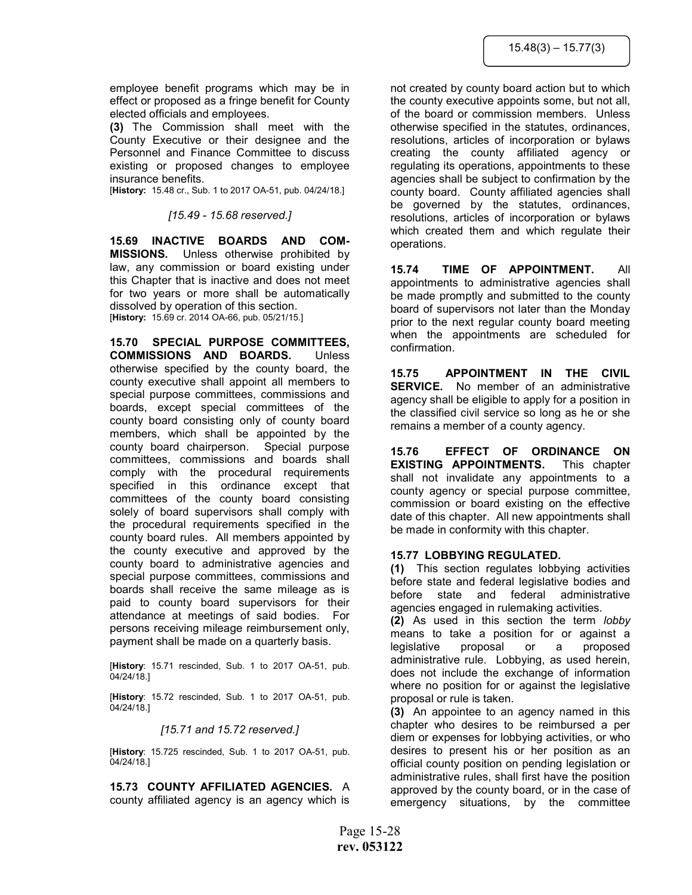employee benefit programs which may be in effect or proposed as a fringe benefit for County elected officials and employees.

**(3)** The Commission shall meet with the County Executive or their designee and the Personnel and Finance Committee to discuss existing or proposed changes to employee insurance benefits.

[**History:** 15.48 cr., Sub. 1 to 2017 OA-51, pub. 04/24/18.]

*[15.49 - 15.68 reserved.]*

**15.69 INACTIVE BOARDS AND COMMISSIONS.** Unless otherwise prohibited by law, any commission or board existing under this Chapter that is inactive and does not meet for two years or more shall be automatically dissolved by operation of this section.

[**History:** 15.69 cr. 2014 OA-66, pub. 05/21/15.]

**15.70 SPECIAL PURPOSE COMMITTEES, COMMISSIONS AND BOARDS.** Unless otherwise specified by the county board, the county executive shall appoint all members to special purpose committees, commissions and boards, except special committees of the county board consisting only of county board members, which shall be appointed by the county board chairperson. Special purpose committees, commissions and boards shall comply with the procedural requirements specified in this ordinance except that committees of the county board consisting solely of board supervisors shall comply with the procedural requirements specified in the county board rules. All members appointed by the county executive and approved by the county board to administrative agencies and special purpose committees, commissions and boards shall receive the same mileage as is paid to county board supervisors for their attendance at meetings of said bodies. For persons receiving mileage reimbursement only, payment shall be made on a quarterly basis.

[**History**: 15.71 rescinded, Sub. 1 to 2017 OA-51, pub. 04/24/18.]

[**History**: 15.72 rescinded, Sub. 1 to 2017 OA-51, pub. 04/24/18.]

*[15.71 and 15.72 reserved.]*

[**History**: 15.725 rescinded, Sub. 1 to 2017 OA-51, pub. 04/24/18.]

**15.73 COUNTY AFFILIATED AGENCIES.** A county affiliated agency is an agency which is not created by county board action but to which the county executive appoints some, but not all, of the board or commission members. Unless otherwise specified in the statutes, ordinances, resolutions, articles of incorporation or bylaws creating the county affiliated agency or regulating its operations, appointments to these agencies shall be subject to confirmation by the county board. County affiliated agencies shall be governed by the statutes, ordinances, resolutions, articles of incorporation or bylaws which created them and which regulate their operations.

**15.74 TIME OF APPOINTMENT.** All appointments to administrative agencies shall be made promptly and submitted to the county board of supervisors not later than the Monday prior to the next regular county board meeting when the appointments are scheduled for confirmation.

**15.75 APPOINTMENT IN THE CIVIL SERVICE.** No member of an administrative agency shall be eligible to apply for a position in the classified civil service so long as he or she remains a member of a county agency.

**15.76 EFFECT OF ORDINANCE ON EXISTING APPOINTMENTS.** This chapter shall not invalidate any appointments to a county agency or special purpose committee, commission or board existing on the effective date of this chapter. All new appointments shall be made in conformity with this chapter.

**15.77 LOBBYING REGULATED.**

**(1)** This section regulates lobbying activities before state and federal legislative bodies and before state and federal administrative agencies engaged in rulemaking activities.

**(2)** As used in this section the term *lobby* means to take a position for or against a legislative proposal or a proposed administrative rule. Lobbying, as used herein, does not include the exchange of information where no position for or against the legislative proposal or rule is taken.

**(3)** An appointee to an agency named in this chapter who desires to be reimbursed a per diem or expenses for lobbying activities, or who desires to present his or her position as an official county position on pending legislation or administrative rules, shall first have the position approved by the county board, or in the case of emergency situations, by the committee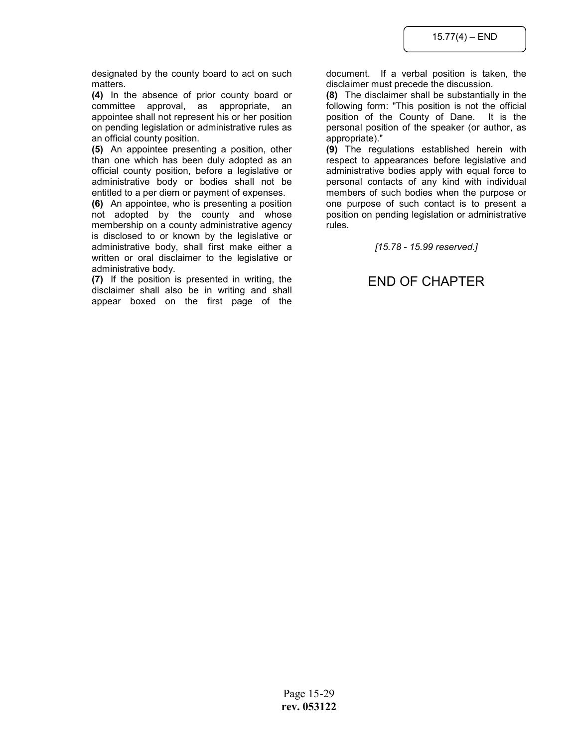designated by the county board to act on such matters.

**(4)** In the absence of prior county board or committee approval, as appropriate, an appointee shall not represent his or her position on pending legislation or administrative rules as an official county position.

**(5)** An appointee presenting a position, other than one which has been duly adopted as an official county position, before a legislative or administrative body or bodies shall not be entitled to a per diem or payment of expenses.

**(6)** An appointee, who is presenting a position not adopted by the county and whose membership on a county administrative agency is disclosed to or known by the legislative or administrative body, shall first make either a written or oral disclaimer to the legislative or administrative body.

**(7)** If the position is presented in writing, the disclaimer shall also be in writing and shall appear boxed on the first page of the document. If a verbal position is taken, the disclaimer must precede the discussion.

**(8)** The disclaimer shall be substantially in the following form: "This position is not the official position of the County of Dane. It is the personal position of the speaker (or author, as appropriate)."

**(9)** The regulations established herein with respect to appearances before legislative and administrative bodies apply with equal force to personal contacts of any kind with individual members of such bodies when the purpose or one purpose of such contact is to present a position on pending legislation or administrative rules.

*[15.78 - 15.99 reserved.]*

# END OF CHAPTER

**rev. 053122**